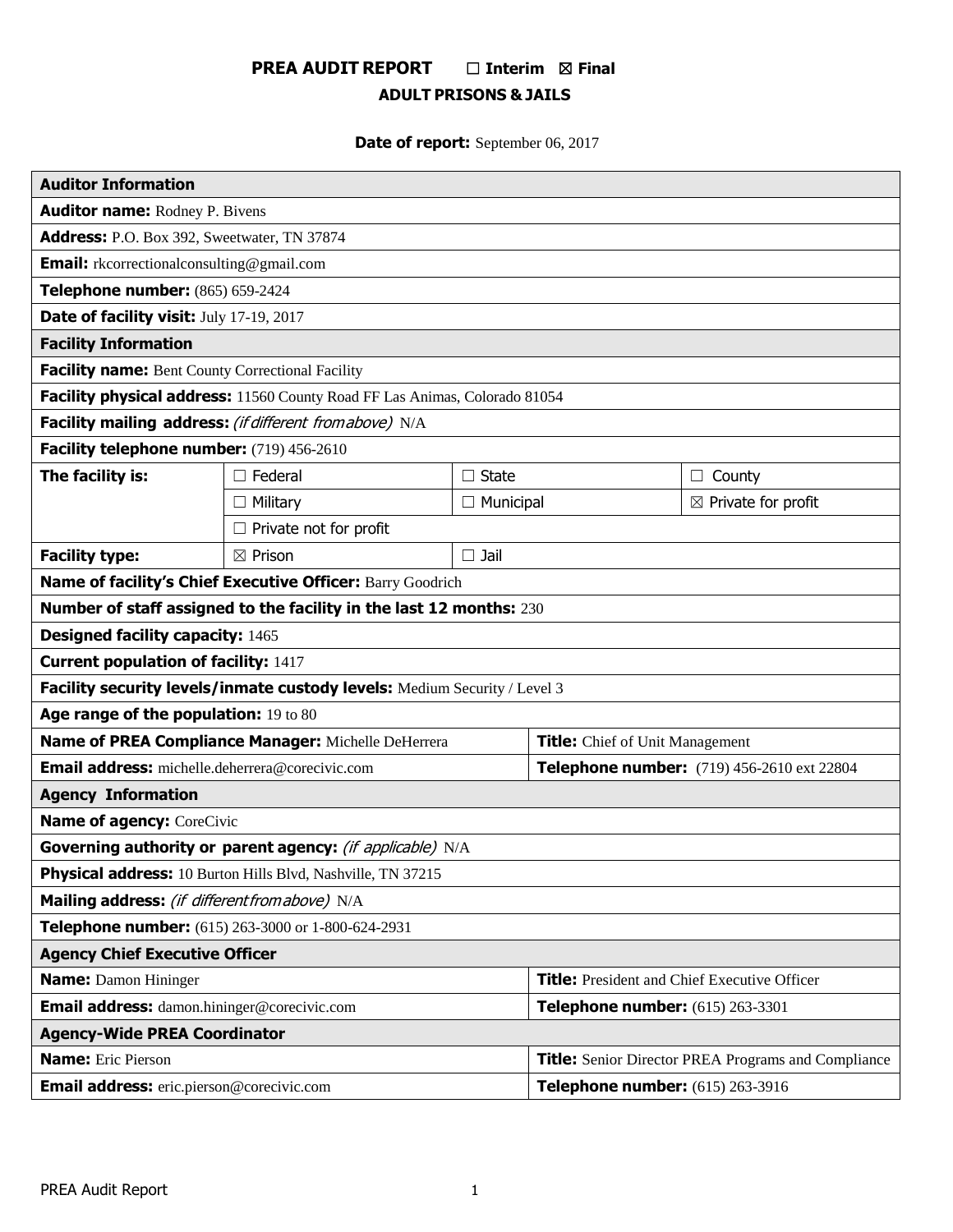# PREA AUDIT REPORT ☐ Interim ☒ Final

## ADULT PRISONS & JAILS

**Date of report:** September 06, 2017

| **Auditor Information** | | | |
|---|---|---|---|
| **Auditor name:** Rodney P. Bivens | | | |
| **Address:** P.O. Box 392, Sweetwater, TN 37874 | | | |
| **Email:** rkcorrectionalconsulting@gmail.com | | | |
| **Telephone number:** (865) 659-2424 | | | |
| **Date of facility visit:** July 17-19, 2017 | | | |
| **Facility Information** | | | |
| **Facility name:** Bent County Correctional Facility | | | |
| **Facility physical address:** 11560 County Road FF Las Animas, Colorado 81054 | | | |
| **Facility mailing address:** *(if different from above)* N/A | | | |
| **Facility telephone number:** (719) 456-2610 | | | |
| **The facility is:** | ☐ Federal | ☐ State | ☐ County |
| | ☐ Military | ☐ Municipal | ☒ Private for profit |
| | ☐ Private not for profit | | |
| **Facility type:** | ☒ Prison | ☐ Jail | |
| **Name of facility's Chief Executive Officer:** Barry Goodrich | | | |
| **Number of staff assigned to the facility in the last 12 months:** 230 | | | |
| **Designed facility capacity:** 1465 | | | |
| **Current population of facility:** 1417 | | | |
| **Facility security levels/inmate custody levels:** Medium Security / Level 3 | | | |
| **Age range of the population:** 19 to 80 | | | |
| **Name of PREA Compliance Manager:** Michelle DeHerrera | | **Title:** Chief of Unit Management | |
| **Email address:** michelle.deherrera@corecivic.com | | **Telephone number:** (719) 456-2610 ext 22804 | |
| **Agency Information** | | | |
| **Name of agency:** CoreCivic | | | |
| **Governing authority or parent agency:** *(if applicable)* N/A | | | |
| **Physical address:** 10 Burton Hills Blvd, Nashville, TN 37215 | | | |
| **Mailing address:** *(if different from above)* N/A | | | |
| **Telephone number:** (615) 263-3000 or 1-800-624-2931 | | | |
| **Agency Chief Executive Officer** | | | |
| **Name:** Damon Hininger | | **Title:** President and Chief Executive Officer | |
| **Email address:** damon.hininger@corecivic.com | | **Telephone number:** (615) 263-3301 | |
| **Agency-Wide PREA Coordinator** | | | |
| **Name:** Eric Pierson | | **Title:** Senior Director PREA Programs and Compliance | |
| **Email address:** eric.pierson@corecivic.com | | **Telephone number:** (615) 263-3916 | |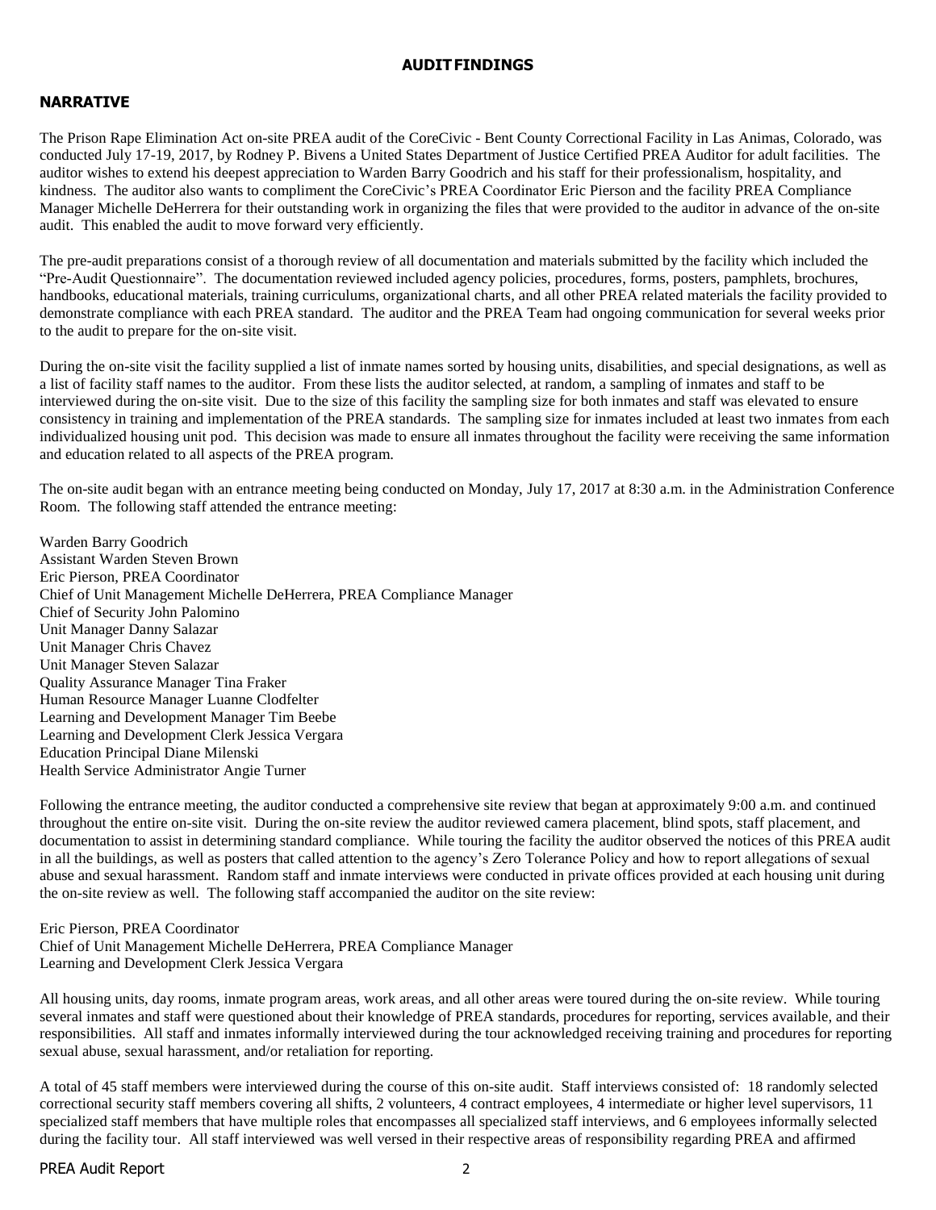# AUDIT FINDINGS

## NARRATIVE

The Prison Rape Elimination Act on-site PREA audit of the CoreCivic - Bent County Correctional Facility in Las Animas, Colorado, was conducted July 17-19, 2017, by Rodney P. Bivens a United States Department of Justice Certified PREA Auditor for adult facilities. The auditor wishes to extend his deepest appreciation to Warden Barry Goodrich and his staff for their professionalism, hospitality, and kindness. The auditor also wants to compliment the CoreCivic's PREA Coordinator Eric Pierson and the facility PREA Compliance Manager Michelle DeHerrera for their outstanding work in organizing the files that were provided to the auditor in advance of the on-site audit. This enabled the audit to move forward very efficiently.

The pre-audit preparations consist of a thorough review of all documentation and materials submitted by the facility which included the "Pre-Audit Questionnaire". The documentation reviewed included agency policies, procedures, forms, posters, pamphlets, brochures, handbooks, educational materials, training curriculums, organizational charts, and all other PREA related materials the facility provided to demonstrate compliance with each PREA standard. The auditor and the PREA Team had ongoing communication for several weeks prior to the audit to prepare for the on-site visit.

During the on-site visit the facility supplied a list of inmate names sorted by housing units, disabilities, and special designations, as well as a list of facility staff names to the auditor. From these lists the auditor selected, at random, a sampling of inmates and staff to be interviewed during the on-site visit. Due to the size of this facility the sampling size for both inmates and staff was elevated to ensure consistency in training and implementation of the PREA standards. The sampling size for inmates included at least two inmates from each individualized housing unit pod. This decision was made to ensure all inmates throughout the facility were receiving the same information and education related to all aspects of the PREA program.

The on-site audit began with an entrance meeting being conducted on Monday, July 17, 2017 at 8:30 a.m. in the Administration Conference Room. The following staff attended the entrance meeting:

Warden Barry Goodrich
Assistant Warden Steven Brown
Eric Pierson, PREA Coordinator
Chief of Unit Management Michelle DeHerrera, PREA Compliance Manager
Chief of Security John Palomino
Unit Manager Danny Salazar
Unit Manager Chris Chavez
Unit Manager Steven Salazar
Quality Assurance Manager Tina Fraker
Human Resource Manager Luanne Clodfelter
Learning and Development Manager Tim Beebe
Learning and Development Clerk Jessica Vergara
Education Principal Diane Milenski
Health Service Administrator Angie Turner

Following the entrance meeting, the auditor conducted a comprehensive site review that began at approximately 9:00 a.m. and continued throughout the entire on-site visit. During the on-site review the auditor reviewed camera placement, blind spots, staff placement, and documentation to assist in determining standard compliance. While touring the facility the auditor observed the notices of this PREA audit in all the buildings, as well as posters that called attention to the agency's Zero Tolerance Policy and how to report allegations of sexual abuse and sexual harassment. Random staff and inmate interviews were conducted in private offices provided at each housing unit during the on-site review as well. The following staff accompanied the auditor on the site review:

Eric Pierson, PREA Coordinator
Chief of Unit Management Michelle DeHerrera, PREA Compliance Manager
Learning and Development Clerk Jessica Vergara

All housing units, day rooms, inmate program areas, work areas, and all other areas were toured during the on-site review. While touring several inmates and staff were questioned about their knowledge of PREA standards, procedures for reporting, services available, and their responsibilities. All staff and inmates informally interviewed during the tour acknowledged receiving training and procedures for reporting sexual abuse, sexual harassment, and/or retaliation for reporting.

A total of 45 staff members were interviewed during the course of this on-site audit. Staff interviews consisted of: 18 randomly selected correctional security staff members covering all shifts, 2 volunteers, 4 contract employees, 4 intermediate or higher level supervisors, 11 specialized staff members that have multiple roles that encompasses all specialized staff interviews, and 6 employees informally selected during the facility tour. All staff interviewed was well versed in their respective areas of responsibility regarding PREA and affirmed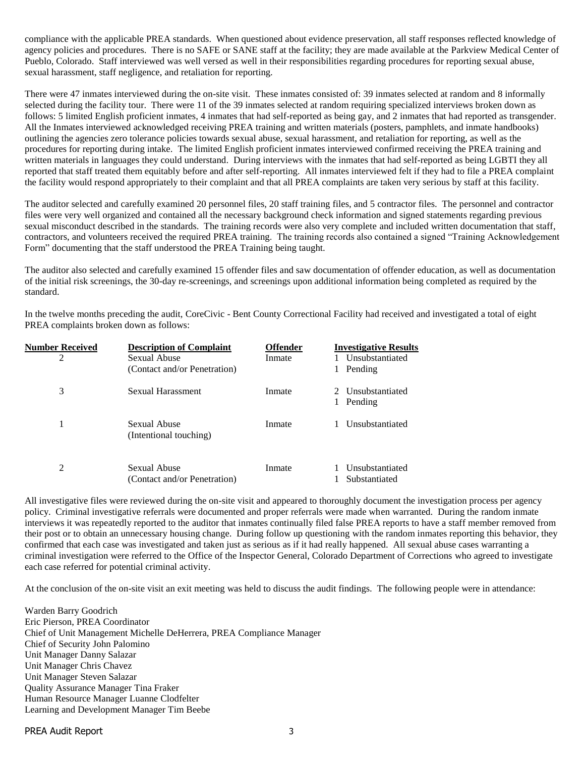compliance with the applicable PREA standards. When questioned about evidence preservation, all staff responses reflected knowledge of agency policies and procedures. There is no SAFE or SANE staff at the facility; they are made available at the Parkview Medical Center of Pueblo, Colorado. Staff interviewed was well versed as well in their responsibilities regarding procedures for reporting sexual abuse, sexual harassment, staff negligence, and retaliation for reporting.

There were 47 inmates interviewed during the on-site visit. These inmates consisted of: 39 inmates selected at random and 8 informally selected during the facility tour. There were 11 of the 39 inmates selected at random requiring specialized interviews broken down as follows: 5 limited English proficient inmates, 4 inmates that had self-reported as being gay, and 2 inmates that had reported as transgender. All the Inmates interviewed acknowledged receiving PREA training and written materials (posters, pamphlets, and inmate handbooks) outlining the agencies zero tolerance policies towards sexual abuse, sexual harassment, and retaliation for reporting, as well as the procedures for reporting during intake. The limited English proficient inmates interviewed confirmed receiving the PREA training and written materials in languages they could understand. During interviews with the inmates that had self-reported as being LGBTI they all reported that staff treated them equitably before and after self-reporting. All inmates interviewed felt if they had to file a PREA complaint the facility would respond appropriately to their complaint and that all PREA complaints are taken very serious by staff at this facility.

The auditor selected and carefully examined 20 personnel files, 20 staff training files, and 5 contractor files. The personnel and contractor files were very well organized and contained all the necessary background check information and signed statements regarding previous sexual misconduct described in the standards. The training records were also very complete and included written documentation that staff, contractors, and volunteers received the required PREA training. The training records also contained a signed "Training Acknowledgement Form" documenting that the staff understood the PREA Training being taught.

The auditor also selected and carefully examined 15 offender files and saw documentation of offender education, as well as documentation of the initial risk screenings, the 30-day re-screenings, and screenings upon additional information being completed as required by the standard.

In the twelve months preceding the audit, CoreCivic - Bent County Correctional Facility had received and investigated a total of eight PREA complaints broken down as follows:

| Number Received | Description of Complaint | Offender | Investigative Results |
|---|---|---|---|
| 2 | Sexual Abuse (Contact and/or Penetration) | Inmate | 1 Unsubstantiated<br>1 Pending |
| 3 | Sexual Harassment | Inmate | 2 Unsubstantiated<br>1 Pending |
| 1 | Sexual Abuse (Intentional touching) | Inmate | 1 Unsubstantiated |
| 2 | Sexual Abuse (Contact and/or Penetration) | Inmate | 1 Unsubstantiated<br>1 Substantiated |

All investigative files were reviewed during the on-site visit and appeared to thoroughly document the investigation process per agency policy. Criminal investigative referrals were documented and proper referrals were made when warranted. During the random inmate interviews it was repeatedly reported to the auditor that inmates continually filed false PREA reports to have a staff member removed from their post or to obtain an unnecessary housing change. During follow up questioning with the random inmates reporting this behavior, they confirmed that each case was investigated and taken just as serious as if it had really happened. All sexual abuse cases warranting a criminal investigation were referred to the Office of the Inspector General, Colorado Department of Corrections who agreed to investigate each case referred for potential criminal activity.

At the conclusion of the on-site visit an exit meeting was held to discuss the audit findings. The following people were in attendance:

Warden Barry Goodrich
Eric Pierson, PREA Coordinator
Chief of Unit Management Michelle DeHerrera, PREA Compliance Manager
Chief of Security John Palomino
Unit Manager Danny Salazar
Unit Manager Chris Chavez
Unit Manager Steven Salazar
Quality Assurance Manager Tina Fraker
Human Resource Manager Luanne Clodfelter
Learning and Development Manager Tim Beebe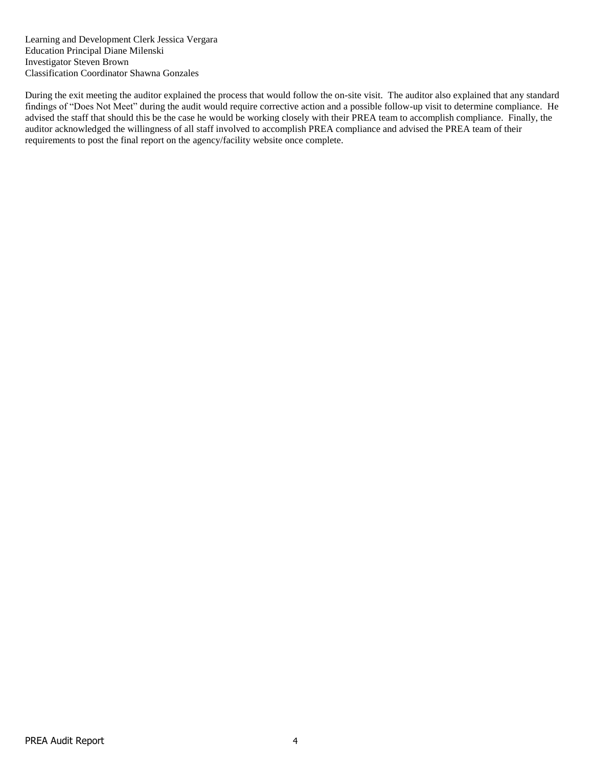Learning and Development Clerk Jessica Vergara
Education Principal Diane Milenski
Investigator Steven Brown
Classification Coordinator Shawna Gonzales

During the exit meeting the auditor explained the process that would follow the on-site visit. The auditor also explained that any standard findings of "Does Not Meet" during the audit would require corrective action and a possible follow-up visit to determine compliance. He advised the staff that should this be the case he would be working closely with their PREA team to accomplish compliance. Finally, the auditor acknowledged the willingness of all staff involved to accomplish PREA compliance and advised the PREA team of their requirements to post the final report on the agency/facility website once complete.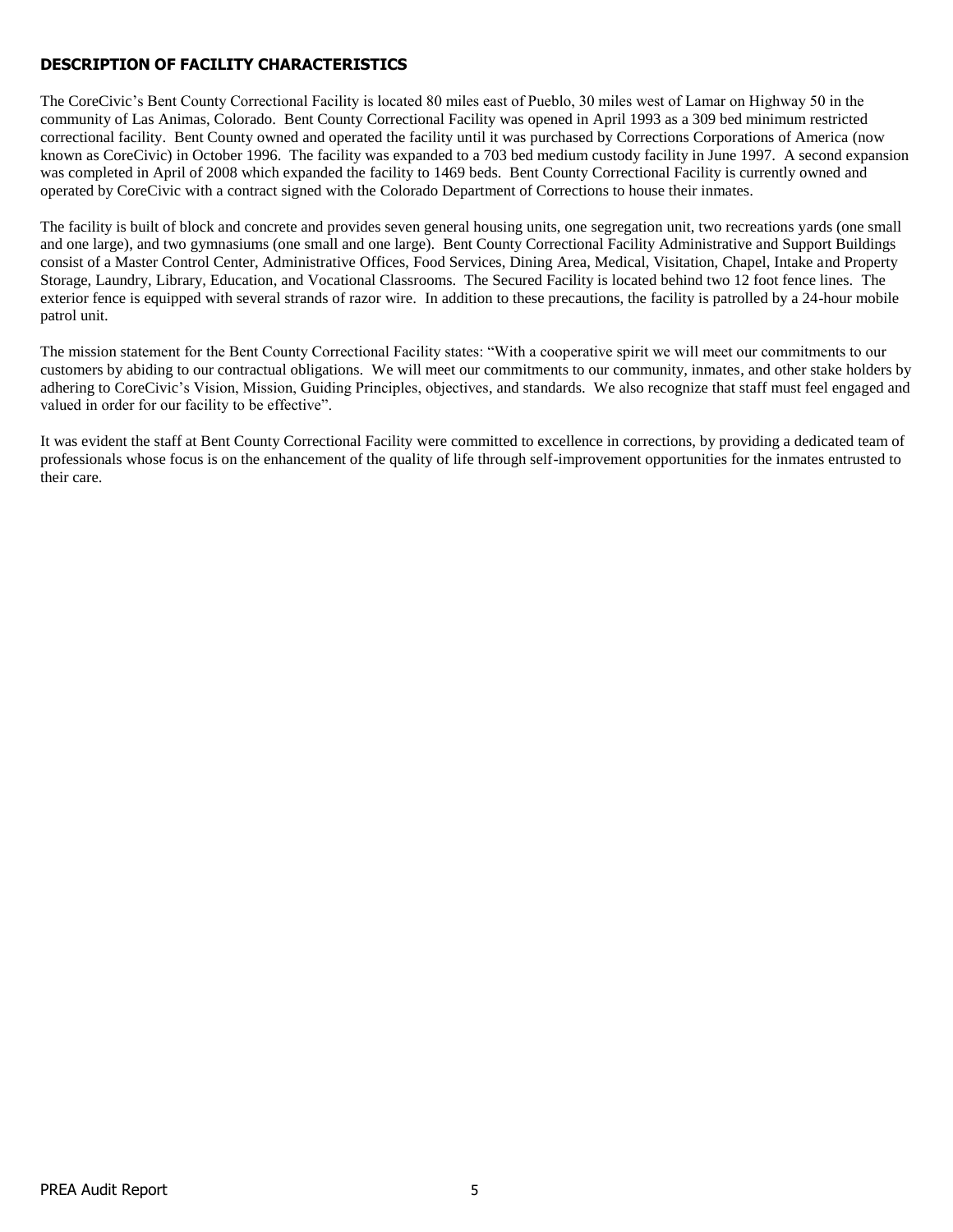## DESCRIPTION OF FACILITY CHARACTERISTICS

The CoreCivic's Bent County Correctional Facility is located 80 miles east of Pueblo, 30 miles west of Lamar on Highway 50 in the community of Las Animas, Colorado. Bent County Correctional Facility was opened in April 1993 as a 309 bed minimum restricted correctional facility. Bent County owned and operated the facility until it was purchased by Corrections Corporations of America (now known as CoreCivic) in October 1996. The facility was expanded to a 703 bed medium custody facility in June 1997. A second expansion was completed in April of 2008 which expanded the facility to 1469 beds. Bent County Correctional Facility is currently owned and operated by CoreCivic with a contract signed with the Colorado Department of Corrections to house their inmates.

The facility is built of block and concrete and provides seven general housing units, one segregation unit, two recreations yards (one small and one large), and two gymnasiums (one small and one large). Bent County Correctional Facility Administrative and Support Buildings consist of a Master Control Center, Administrative Offices, Food Services, Dining Area, Medical, Visitation, Chapel, Intake and Property Storage, Laundry, Library, Education, and Vocational Classrooms. The Secured Facility is located behind two 12 foot fence lines. The exterior fence is equipped with several strands of razor wire. In addition to these precautions, the facility is patrolled by a 24-hour mobile patrol unit.

The mission statement for the Bent County Correctional Facility states: "With a cooperative spirit we will meet our commitments to our customers by abiding to our contractual obligations. We will meet our commitments to our community, inmates, and other stake holders by adhering to CoreCivic's Vision, Mission, Guiding Principles, objectives, and standards. We also recognize that staff must feel engaged and valued in order for our facility to be effective".

It was evident the staff at Bent County Correctional Facility were committed to excellence in corrections, by providing a dedicated team of professionals whose focus is on the enhancement of the quality of life through self-improvement opportunities for the inmates entrusted to their care.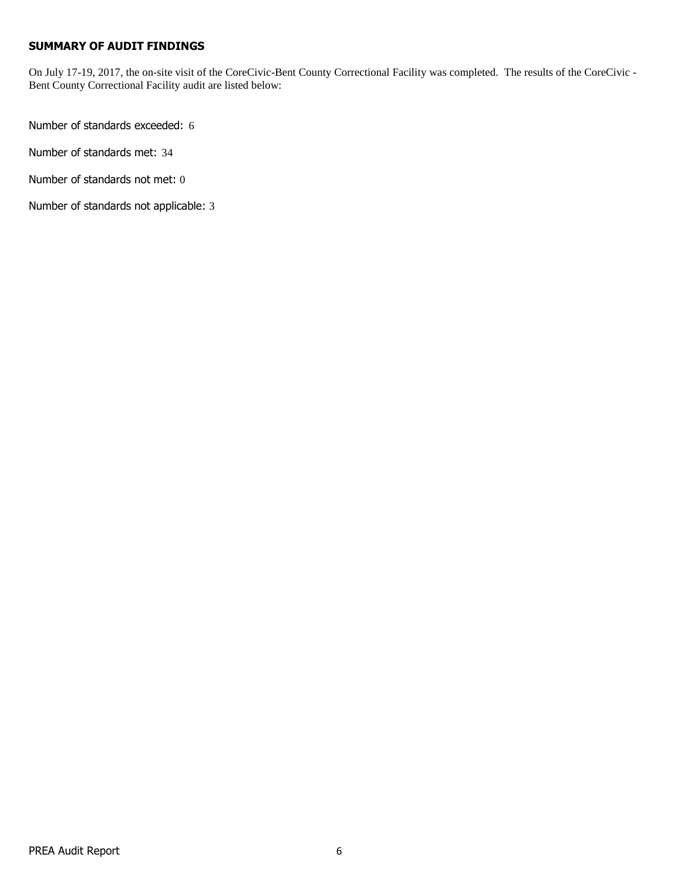## SUMMARY OF AUDIT FINDINGS

On July 17-19, 2017, the on-site visit of the CoreCivic-Bent County Correctional Facility was completed. The results of the CoreCivic - Bent County Correctional Facility audit are listed below:

Number of standards exceeded: 6

Number of standards met: 34

Number of standards not met: 0

Number of standards not applicable: 3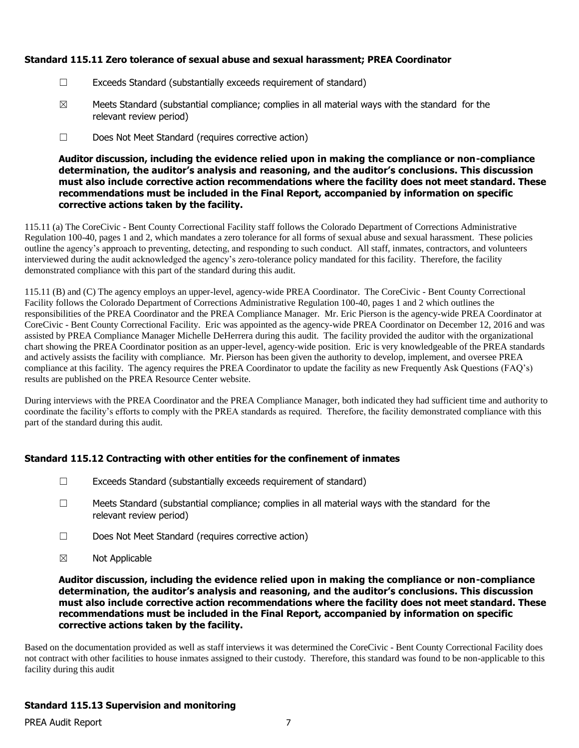### Standard 115.11 Zero tolerance of sexual abuse and sexual harassment; PREA Coordinator

☐ Exceeds Standard (substantially exceeds requirement of standard)

☒ Meets Standard (substantial compliance; complies in all material ways with the standard for the relevant review period)

☐ Does Not Meet Standard (requires corrective action)

**Auditor discussion, including the evidence relied upon in making the compliance or non-compliance determination, the auditor's analysis and reasoning, and the auditor's conclusions. This discussion must also include corrective action recommendations where the facility does not meet standard. These recommendations must be included in the Final Report, accompanied by information on specific corrective actions taken by the facility.**

115.11 (a) The CoreCivic - Bent County Correctional Facility staff follows the Colorado Department of Corrections Administrative Regulation 100-40, pages 1 and 2, which mandates a zero tolerance for all forms of sexual abuse and sexual harassment. These policies outline the agency's approach to preventing, detecting, and responding to such conduct. All staff, inmates, contractors, and volunteers interviewed during the audit acknowledged the agency's zero-tolerance policy mandated for this facility. Therefore, the facility demonstrated compliance with this part of the standard during this audit.

115.11 (B) and (C) The agency employs an upper-level, agency-wide PREA Coordinator. The CoreCivic - Bent County Correctional Facility follows the Colorado Department of Corrections Administrative Regulation 100-40, pages 1 and 2 which outlines the responsibilities of the PREA Coordinator and the PREA Compliance Manager. Mr. Eric Pierson is the agency-wide PREA Coordinator at CoreCivic - Bent County Correctional Facility. Eric was appointed as the agency-wide PREA Coordinator on December 12, 2016 and was assisted by PREA Compliance Manager Michelle DeHerrera during this audit. The facility provided the auditor with the organizational chart showing the PREA Coordinator position as an upper-level, agency-wide position. Eric is very knowledgeable of the PREA standards and actively assists the facility with compliance. Mr. Pierson has been given the authority to develop, implement, and oversee PREA compliance at this facility. The agency requires the PREA Coordinator to update the facility as new Frequently Ask Questions (FAQ's) results are published on the PREA Resource Center website.

During interviews with the PREA Coordinator and the PREA Compliance Manager, both indicated they had sufficient time and authority to coordinate the facility's efforts to comply with the PREA standards as required. Therefore, the facility demonstrated compliance with this part of the standard during this audit.

### Standard 115.12 Contracting with other entities for the confinement of inmates

☐ Exceeds Standard (substantially exceeds requirement of standard)

☐ Meets Standard (substantial compliance; complies in all material ways with the standard for the relevant review period)

☐ Does Not Meet Standard (requires corrective action)

☒ Not Applicable

**Auditor discussion, including the evidence relied upon in making the compliance or non-compliance determination, the auditor's analysis and reasoning, and the auditor's conclusions. This discussion must also include corrective action recommendations where the facility does not meet standard. These recommendations must be included in the Final Report, accompanied by information on specific corrective actions taken by the facility.**

Based on the documentation provided as well as staff interviews it was determined the CoreCivic - Bent County Correctional Facility does not contract with other facilities to house inmates assigned to their custody. Therefore, this standard was found to be non-applicable to this facility during this audit

### Standard 115.13 Supervision and monitoring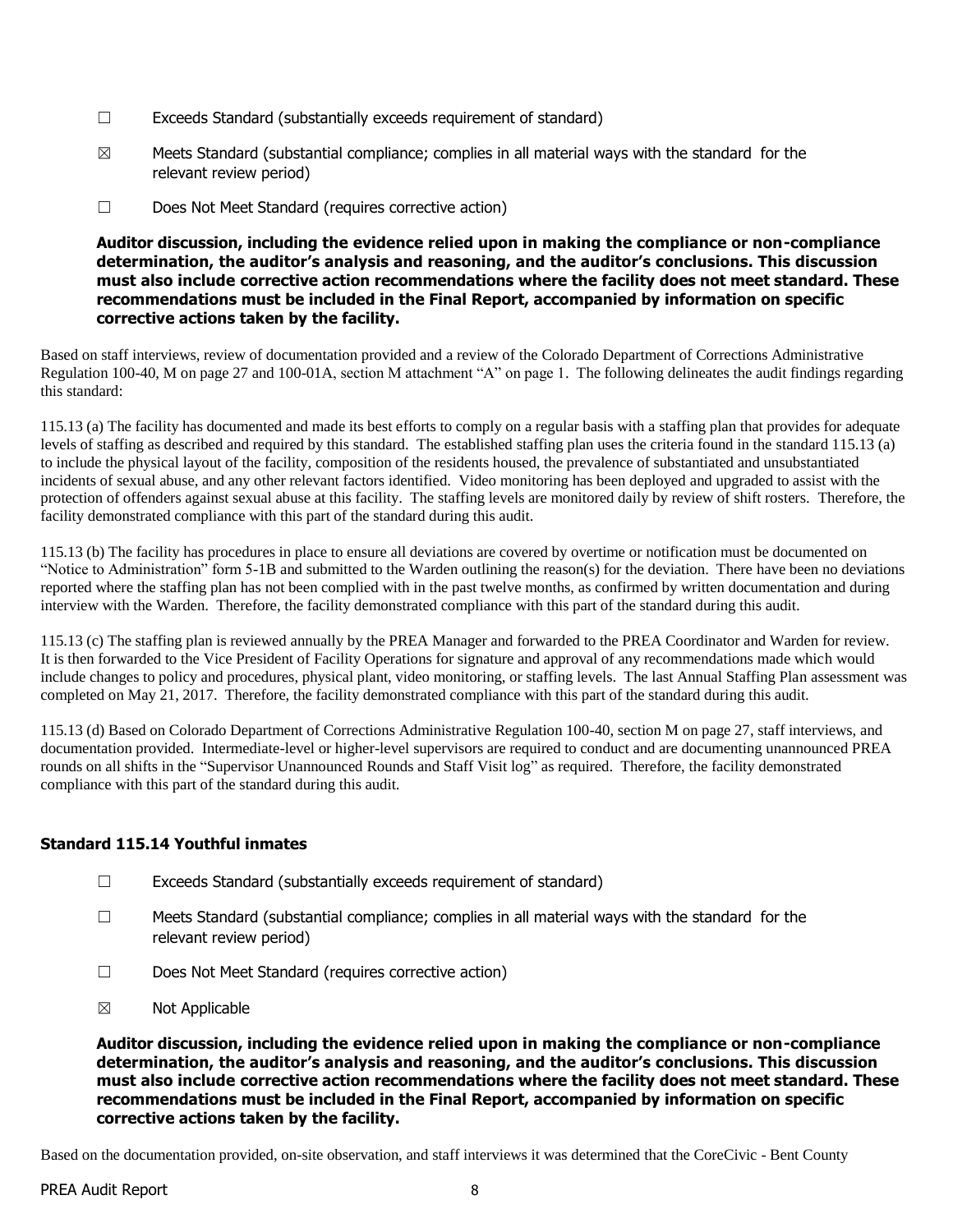☐ Exceeds Standard (substantially exceeds requirement of standard)

☒ Meets Standard (substantial compliance; complies in all material ways with the standard for the relevant review period)

☐ Does Not Meet Standard (requires corrective action)

**Auditor discussion, including the evidence relied upon in making the compliance or non-compliance determination, the auditor's analysis and reasoning, and the auditor's conclusions. This discussion must also include corrective action recommendations where the facility does not meet standard. These recommendations must be included in the Final Report, accompanied by information on specific corrective actions taken by the facility.**

Based on staff interviews, review of documentation provided and a review of the Colorado Department of Corrections Administrative Regulation 100-40, M on page 27 and 100-01A, section M attachment "A" on page 1. The following delineates the audit findings regarding this standard:

115.13 (a) The facility has documented and made its best efforts to comply on a regular basis with a staffing plan that provides for adequate levels of staffing as described and required by this standard. The established staffing plan uses the criteria found in the standard 115.13 (a) to include the physical layout of the facility, composition of the residents housed, the prevalence of substantiated and unsubstantiated incidents of sexual abuse, and any other relevant factors identified. Video monitoring has been deployed and upgraded to assist with the protection of offenders against sexual abuse at this facility. The staffing levels are monitored daily by review of shift rosters. Therefore, the facility demonstrated compliance with this part of the standard during this audit.

115.13 (b) The facility has procedures in place to ensure all deviations are covered by overtime or notification must be documented on "Notice to Administration" form 5-1B and submitted to the Warden outlining the reason(s) for the deviation. There have been no deviations reported where the staffing plan has not been complied with in the past twelve months, as confirmed by written documentation and during interview with the Warden. Therefore, the facility demonstrated compliance with this part of the standard during this audit.

115.13 (c) The staffing plan is reviewed annually by the PREA Manager and forwarded to the PREA Coordinator and Warden for review. It is then forwarded to the Vice President of Facility Operations for signature and approval of any recommendations made which would include changes to policy and procedures, physical plant, video monitoring, or staffing levels. The last Annual Staffing Plan assessment was completed on May 21, 2017. Therefore, the facility demonstrated compliance with this part of the standard during this audit.

115.13 (d) Based on Colorado Department of Corrections Administrative Regulation 100-40, section M on page 27, staff interviews, and documentation provided. Intermediate-level or higher-level supervisors are required to conduct and are documenting unannounced PREA rounds on all shifts in the "Supervisor Unannounced Rounds and Staff Visit log" as required. Therefore, the facility demonstrated compliance with this part of the standard during this audit.

### Standard 115.14 Youthful inmates

☐ Exceeds Standard (substantially exceeds requirement of standard)

☐ Meets Standard (substantial compliance; complies in all material ways with the standard for the relevant review period)

☐ Does Not Meet Standard (requires corrective action)

☒ Not Applicable

**Auditor discussion, including the evidence relied upon in making the compliance or non-compliance determination, the auditor's analysis and reasoning, and the auditor's conclusions. This discussion must also include corrective action recommendations where the facility does not meet standard. These recommendations must be included in the Final Report, accompanied by information on specific corrective actions taken by the facility.**

Based on the documentation provided, on-site observation, and staff interviews it was determined that the CoreCivic - Bent County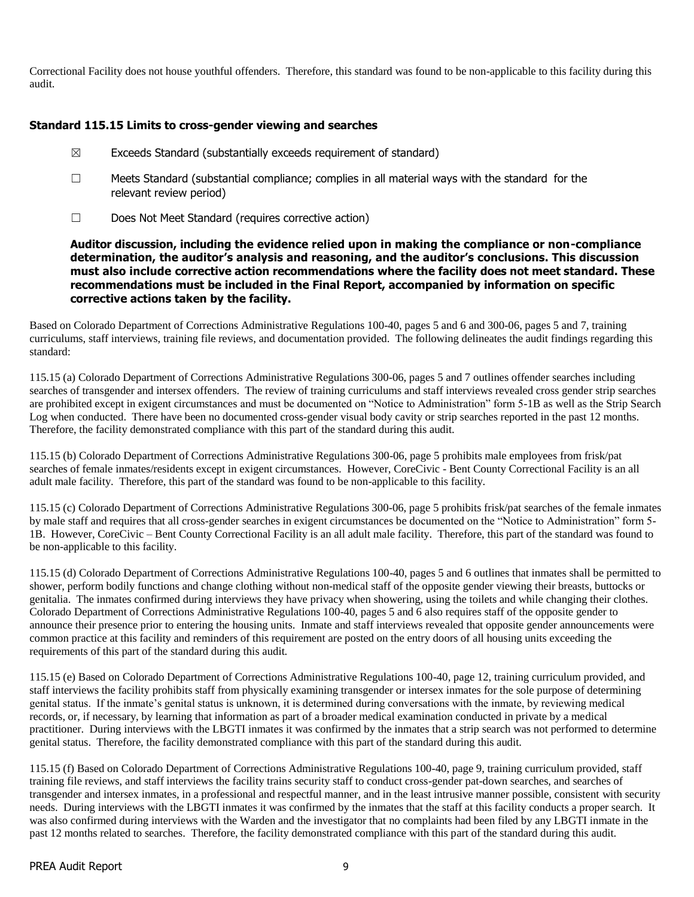Correctional Facility does not house youthful offenders. Therefore, this standard was found to be non-applicable to this facility during this audit.

### Standard 115.15 Limits to cross-gender viewing and searches

☒ Exceeds Standard (substantially exceeds requirement of standard)

☐ Meets Standard (substantial compliance; complies in all material ways with the standard for the relevant review period)

☐ Does Not Meet Standard (requires corrective action)

**Auditor discussion, including the evidence relied upon in making the compliance or non-compliance determination, the auditor's analysis and reasoning, and the auditor's conclusions. This discussion must also include corrective action recommendations where the facility does not meet standard. These recommendations must be included in the Final Report, accompanied by information on specific corrective actions taken by the facility.**

Based on Colorado Department of Corrections Administrative Regulations 100-40, pages 5 and 6 and 300-06, pages 5 and 7, training curriculums, staff interviews, training file reviews, and documentation provided. The following delineates the audit findings regarding this standard:

115.15 (a) Colorado Department of Corrections Administrative Regulations 300-06, pages 5 and 7 outlines offender searches including searches of transgender and intersex offenders. The review of training curriculums and staff interviews revealed cross gender strip searches are prohibited except in exigent circumstances and must be documented on "Notice to Administration" form 5-1B as well as the Strip Search Log when conducted. There have been no documented cross-gender visual body cavity or strip searches reported in the past 12 months. Therefore, the facility demonstrated compliance with this part of the standard during this audit.

115.15 (b) Colorado Department of Corrections Administrative Regulations 300-06, page 5 prohibits male employees from frisk/pat searches of female inmates/residents except in exigent circumstances. However, CoreCivic - Bent County Correctional Facility is an all adult male facility. Therefore, this part of the standard was found to be non-applicable to this facility.

115.15 (c) Colorado Department of Corrections Administrative Regulations 300-06, page 5 prohibits frisk/pat searches of the female inmates by male staff and requires that all cross-gender searches in exigent circumstances be documented on the "Notice to Administration" form 5-1B. However, CoreCivic – Bent County Correctional Facility is an all adult male facility. Therefore, this part of the standard was found to be non-applicable to this facility.

115.15 (d) Colorado Department of Corrections Administrative Regulations 100-40, pages 5 and 6 outlines that inmates shall be permitted to shower, perform bodily functions and change clothing without non-medical staff of the opposite gender viewing their breasts, buttocks or genitalia. The inmates confirmed during interviews they have privacy when showering, using the toilets and while changing their clothes. Colorado Department of Corrections Administrative Regulations 100-40, pages 5 and 6 also requires staff of the opposite gender to announce their presence prior to entering the housing units. Inmate and staff interviews revealed that opposite gender announcements were common practice at this facility and reminders of this requirement are posted on the entry doors of all housing units exceeding the requirements of this part of the standard during this audit.

115.15 (e) Based on Colorado Department of Corrections Administrative Regulations 100-40, page 12, training curriculum provided, and staff interviews the facility prohibits staff from physically examining transgender or intersex inmates for the sole purpose of determining genital status. If the inmate's genital status is unknown, it is determined during conversations with the inmate, by reviewing medical records, or, if necessary, by learning that information as part of a broader medical examination conducted in private by a medical practitioner. During interviews with the LBGTI inmates it was confirmed by the inmates that a strip search was not performed to determine genital status. Therefore, the facility demonstrated compliance with this part of the standard during this audit.

115.15 (f) Based on Colorado Department of Corrections Administrative Regulations 100-40, page 9, training curriculum provided, staff training file reviews, and staff interviews the facility trains security staff to conduct cross-gender pat-down searches, and searches of transgender and intersex inmates, in a professional and respectful manner, and in the least intrusive manner possible, consistent with security needs. During interviews with the LBGTI inmates it was confirmed by the inmates that the staff at this facility conducts a proper search. It was also confirmed during interviews with the Warden and the investigator that no complaints had been filed by any LBGTI inmate in the past 12 months related to searches. Therefore, the facility demonstrated compliance with this part of the standard during this audit.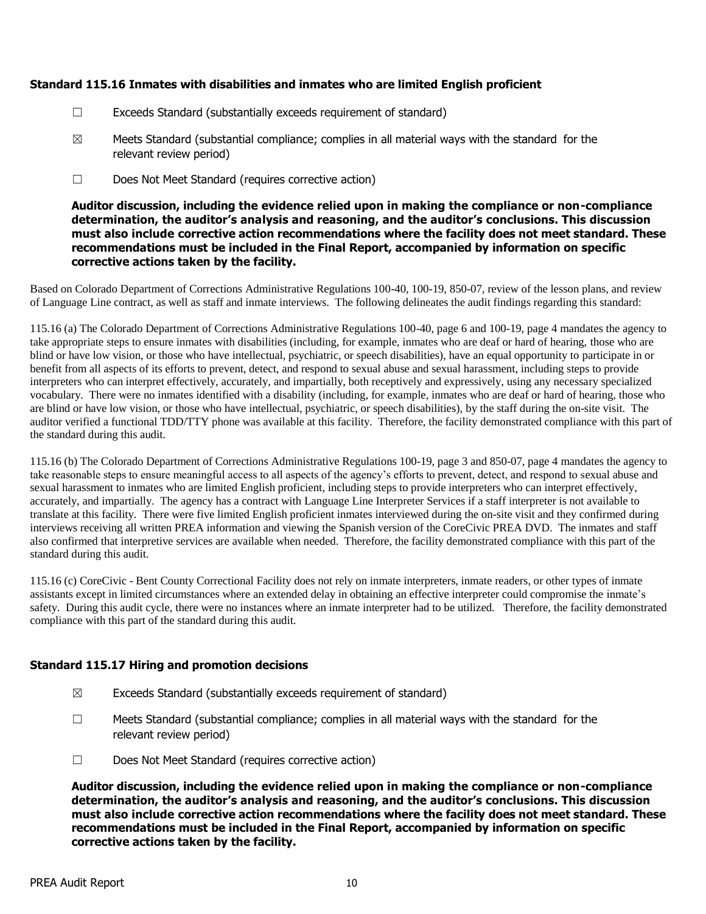### Standard 115.16 Inmates with disabilities and inmates who are limited English proficient

☐ Exceeds Standard (substantially exceeds requirement of standard)

☒ Meets Standard (substantial compliance; complies in all material ways with the standard for the relevant review period)

☐ Does Not Meet Standard (requires corrective action)

**Auditor discussion, including the evidence relied upon in making the compliance or non-compliance determination, the auditor's analysis and reasoning, and the auditor's conclusions. This discussion must also include corrective action recommendations where the facility does not meet standard. These recommendations must be included in the Final Report, accompanied by information on specific corrective actions taken by the facility.**

Based on Colorado Department of Corrections Administrative Regulations 100-40, 100-19, 850-07, review of the lesson plans, and review of Language Line contract, as well as staff and inmate interviews. The following delineates the audit findings regarding this standard:

115.16 (a) The Colorado Department of Corrections Administrative Regulations 100-40, page 6 and 100-19, page 4 mandates the agency to take appropriate steps to ensure inmates with disabilities (including, for example, inmates who are deaf or hard of hearing, those who are blind or have low vision, or those who have intellectual, psychiatric, or speech disabilities), have an equal opportunity to participate in or benefit from all aspects of its efforts to prevent, detect, and respond to sexual abuse and sexual harassment, including steps to provide interpreters who can interpret effectively, accurately, and impartially, both receptively and expressively, using any necessary specialized vocabulary. There were no inmates identified with a disability (including, for example, inmates who are deaf or hard of hearing, those who are blind or have low vision, or those who have intellectual, psychiatric, or speech disabilities), by the staff during the on-site visit. The auditor verified a functional TDD/TTY phone was available at this facility. Therefore, the facility demonstrated compliance with this part of the standard during this audit.

115.16 (b) The Colorado Department of Corrections Administrative Regulations 100-19, page 3 and 850-07, page 4 mandates the agency to take reasonable steps to ensure meaningful access to all aspects of the agency's efforts to prevent, detect, and respond to sexual abuse and sexual harassment to inmates who are limited English proficient, including steps to provide interpreters who can interpret effectively, accurately, and impartially. The agency has a contract with Language Line Interpreter Services if a staff interpreter is not available to translate at this facility. There were five limited English proficient inmates interviewed during the on-site visit and they confirmed during interviews receiving all written PREA information and viewing the Spanish version of the CoreCivic PREA DVD. The inmates and staff also confirmed that interpretive services are available when needed. Therefore, the facility demonstrated compliance with this part of the standard during this audit.

115.16 (c) CoreCivic - Bent County Correctional Facility does not rely on inmate interpreters, inmate readers, or other types of inmate assistants except in limited circumstances where an extended delay in obtaining an effective interpreter could compromise the inmate's safety. During this audit cycle, there were no instances where an inmate interpreter had to be utilized. Therefore, the facility demonstrated compliance with this part of the standard during this audit.

### Standard 115.17 Hiring and promotion decisions

☒ Exceeds Standard (substantially exceeds requirement of standard)

☐ Meets Standard (substantial compliance; complies in all material ways with the standard for the relevant review period)

☐ Does Not Meet Standard (requires corrective action)

**Auditor discussion, including the evidence relied upon in making the compliance or non-compliance determination, the auditor's analysis and reasoning, and the auditor's conclusions. This discussion must also include corrective action recommendations where the facility does not meet standard. These recommendations must be included in the Final Report, accompanied by information on specific corrective actions taken by the facility.**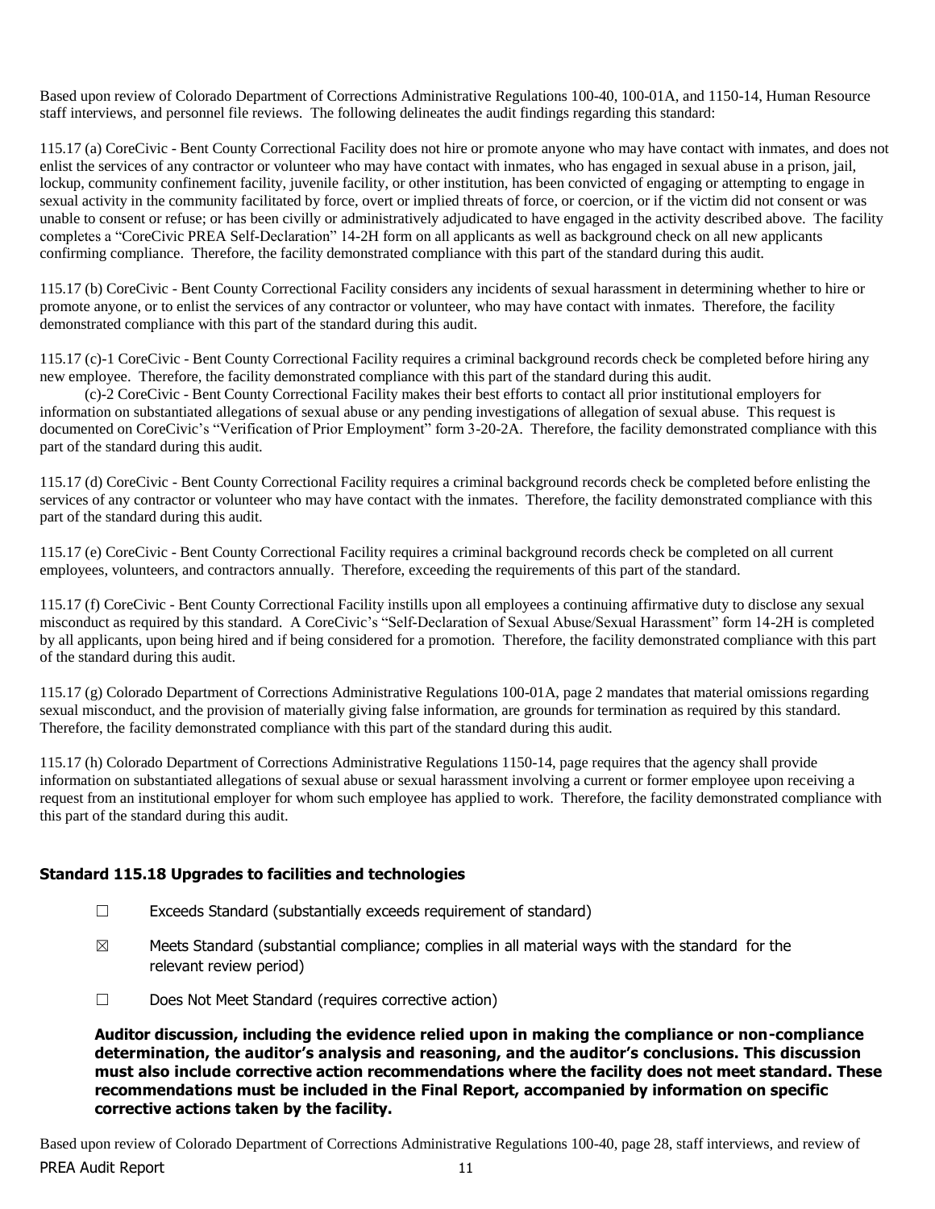Based upon review of Colorado Department of Corrections Administrative Regulations 100-40, 100-01A, and 1150-14, Human Resource staff interviews, and personnel file reviews. The following delineates the audit findings regarding this standard:

115.17 (a) CoreCivic - Bent County Correctional Facility does not hire or promote anyone who may have contact with inmates, and does not enlist the services of any contractor or volunteer who may have contact with inmates, who has engaged in sexual abuse in a prison, jail, lockup, community confinement facility, juvenile facility, or other institution, has been convicted of engaging or attempting to engage in sexual activity in the community facilitated by force, overt or implied threats of force, or coercion, or if the victim did not consent or was unable to consent or refuse; or has been civilly or administratively adjudicated to have engaged in the activity described above. The facility completes a "CoreCivic PREA Self-Declaration" 14-2H form on all applicants as well as background check on all new applicants confirming compliance. Therefore, the facility demonstrated compliance with this part of the standard during this audit.

115.17 (b) CoreCivic - Bent County Correctional Facility considers any incidents of sexual harassment in determining whether to hire or promote anyone, or to enlist the services of any contractor or volunteer, who may have contact with inmates. Therefore, the facility demonstrated compliance with this part of the standard during this audit.

115.17 (c)-1 CoreCivic - Bent County Correctional Facility requires a criminal background records check be completed before hiring any new employee. Therefore, the facility demonstrated compliance with this part of the standard during this audit.

(c)-2 CoreCivic - Bent County Correctional Facility makes their best efforts to contact all prior institutional employers for information on substantiated allegations of sexual abuse or any pending investigations of allegation of sexual abuse. This request is documented on CoreCivic's "Verification of Prior Employment" form 3-20-2A. Therefore, the facility demonstrated compliance with this part of the standard during this audit.

115.17 (d) CoreCivic - Bent County Correctional Facility requires a criminal background records check be completed before enlisting the services of any contractor or volunteer who may have contact with the inmates. Therefore, the facility demonstrated compliance with this part of the standard during this audit.

115.17 (e) CoreCivic - Bent County Correctional Facility requires a criminal background records check be completed on all current employees, volunteers, and contractors annually. Therefore, exceeding the requirements of this part of the standard.

115.17 (f) CoreCivic - Bent County Correctional Facility instills upon all employees a continuing affirmative duty to disclose any sexual misconduct as required by this standard. A CoreCivic's "Self-Declaration of Sexual Abuse/Sexual Harassment" form 14-2H is completed by all applicants, upon being hired and if being considered for a promotion. Therefore, the facility demonstrated compliance with this part of the standard during this audit.

115.17 (g) Colorado Department of Corrections Administrative Regulations 100-01A, page 2 mandates that material omissions regarding sexual misconduct, and the provision of materially giving false information, are grounds for termination as required by this standard. Therefore, the facility demonstrated compliance with this part of the standard during this audit.

115.17 (h) Colorado Department of Corrections Administrative Regulations 1150-14, page requires that the agency shall provide information on substantiated allegations of sexual abuse or sexual harassment involving a current or former employee upon receiving a request from an institutional employer for whom such employee has applied to work. Therefore, the facility demonstrated compliance with this part of the standard during this audit.

### Standard 115.18 Upgrades to facilities and technologies

☐ Exceeds Standard (substantially exceeds requirement of standard)

☒ Meets Standard (substantial compliance; complies in all material ways with the standard for the relevant review period)

☐ Does Not Meet Standard (requires corrective action)

**Auditor discussion, including the evidence relied upon in making the compliance or non-compliance determination, the auditor's analysis and reasoning, and the auditor's conclusions. This discussion must also include corrective action recommendations where the facility does not meet standard. These recommendations must be included in the Final Report, accompanied by information on specific corrective actions taken by the facility.**

Based upon review of Colorado Department of Corrections Administrative Regulations 100-40, page 28, staff interviews, and review of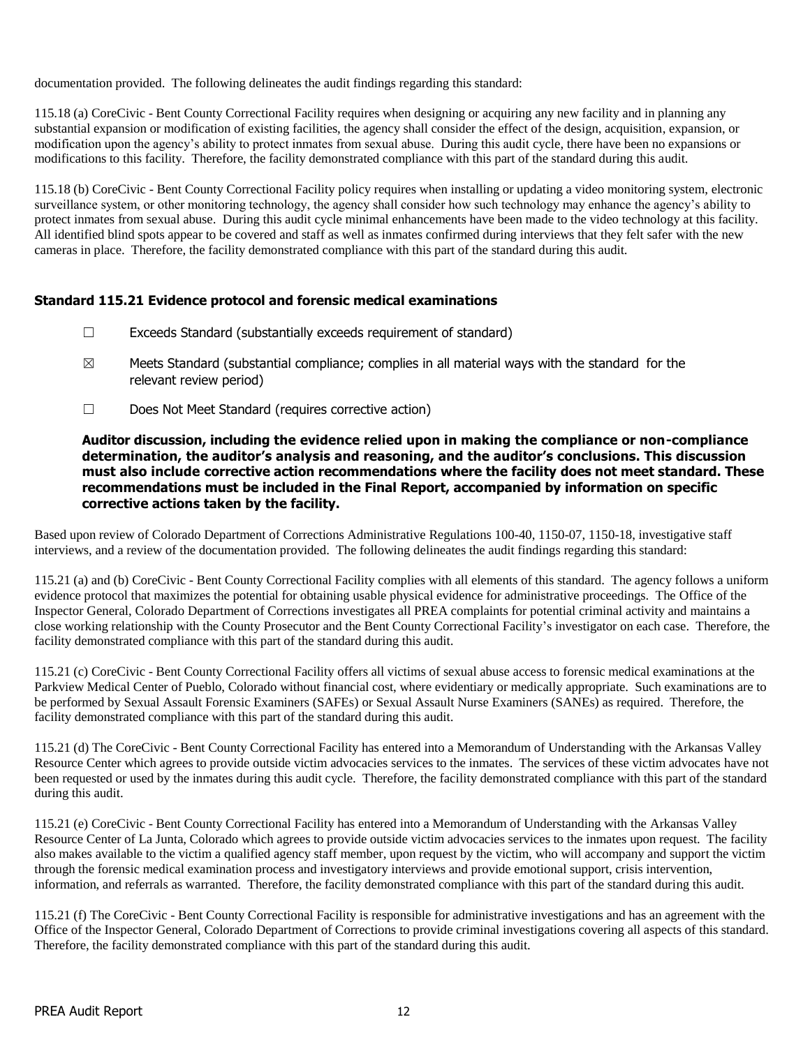documentation provided. The following delineates the audit findings regarding this standard:

115.18 (a) CoreCivic - Bent County Correctional Facility requires when designing or acquiring any new facility and in planning any substantial expansion or modification of existing facilities, the agency shall consider the effect of the design, acquisition, expansion, or modification upon the agency's ability to protect inmates from sexual abuse. During this audit cycle, there have been no expansions or modifications to this facility. Therefore, the facility demonstrated compliance with this part of the standard during this audit.

115.18 (b) CoreCivic - Bent County Correctional Facility policy requires when installing or updating a video monitoring system, electronic surveillance system, or other monitoring technology, the agency shall consider how such technology may enhance the agency's ability to protect inmates from sexual abuse. During this audit cycle minimal enhancements have been made to the video technology at this facility. All identified blind spots appear to be covered and staff as well as inmates confirmed during interviews that they felt safer with the new cameras in place. Therefore, the facility demonstrated compliance with this part of the standard during this audit.

### Standard 115.21 Evidence protocol and forensic medical examinations

☐ Exceeds Standard (substantially exceeds requirement of standard)

☒ Meets Standard (substantial compliance; complies in all material ways with the standard for the relevant review period)

☐ Does Not Meet Standard (requires corrective action)

**Auditor discussion, including the evidence relied upon in making the compliance or non-compliance determination, the auditor's analysis and reasoning, and the auditor's conclusions. This discussion must also include corrective action recommendations where the facility does not meet standard. These recommendations must be included in the Final Report, accompanied by information on specific corrective actions taken by the facility.**

Based upon review of Colorado Department of Corrections Administrative Regulations 100-40, 1150-07, 1150-18, investigative staff interviews, and a review of the documentation provided. The following delineates the audit findings regarding this standard:

115.21 (a) and (b) CoreCivic - Bent County Correctional Facility complies with all elements of this standard. The agency follows a uniform evidence protocol that maximizes the potential for obtaining usable physical evidence for administrative proceedings. The Office of the Inspector General, Colorado Department of Corrections investigates all PREA complaints for potential criminal activity and maintains a close working relationship with the County Prosecutor and the Bent County Correctional Facility's investigator on each case. Therefore, the facility demonstrated compliance with this part of the standard during this audit.

115.21 (c) CoreCivic - Bent County Correctional Facility offers all victims of sexual abuse access to forensic medical examinations at the Parkview Medical Center of Pueblo, Colorado without financial cost, where evidentiary or medically appropriate. Such examinations are to be performed by Sexual Assault Forensic Examiners (SAFEs) or Sexual Assault Nurse Examiners (SANEs) as required. Therefore, the facility demonstrated compliance with this part of the standard during this audit.

115.21 (d) The CoreCivic - Bent County Correctional Facility has entered into a Memorandum of Understanding with the Arkansas Valley Resource Center which agrees to provide outside victim advocacies services to the inmates. The services of these victim advocates have not been requested or used by the inmates during this audit cycle. Therefore, the facility demonstrated compliance with this part of the standard during this audit.

115.21 (e) CoreCivic - Bent County Correctional Facility has entered into a Memorandum of Understanding with the Arkansas Valley Resource Center of La Junta, Colorado which agrees to provide outside victim advocacies services to the inmates upon request. The facility also makes available to the victim a qualified agency staff member, upon request by the victim, who will accompany and support the victim through the forensic medical examination process and investigatory interviews and provide emotional support, crisis intervention, information, and referrals as warranted. Therefore, the facility demonstrated compliance with this part of the standard during this audit.

115.21 (f) The CoreCivic - Bent County Correctional Facility is responsible for administrative investigations and has an agreement with the Office of the Inspector General, Colorado Department of Corrections to provide criminal investigations covering all aspects of this standard. Therefore, the facility demonstrated compliance with this part of the standard during this audit.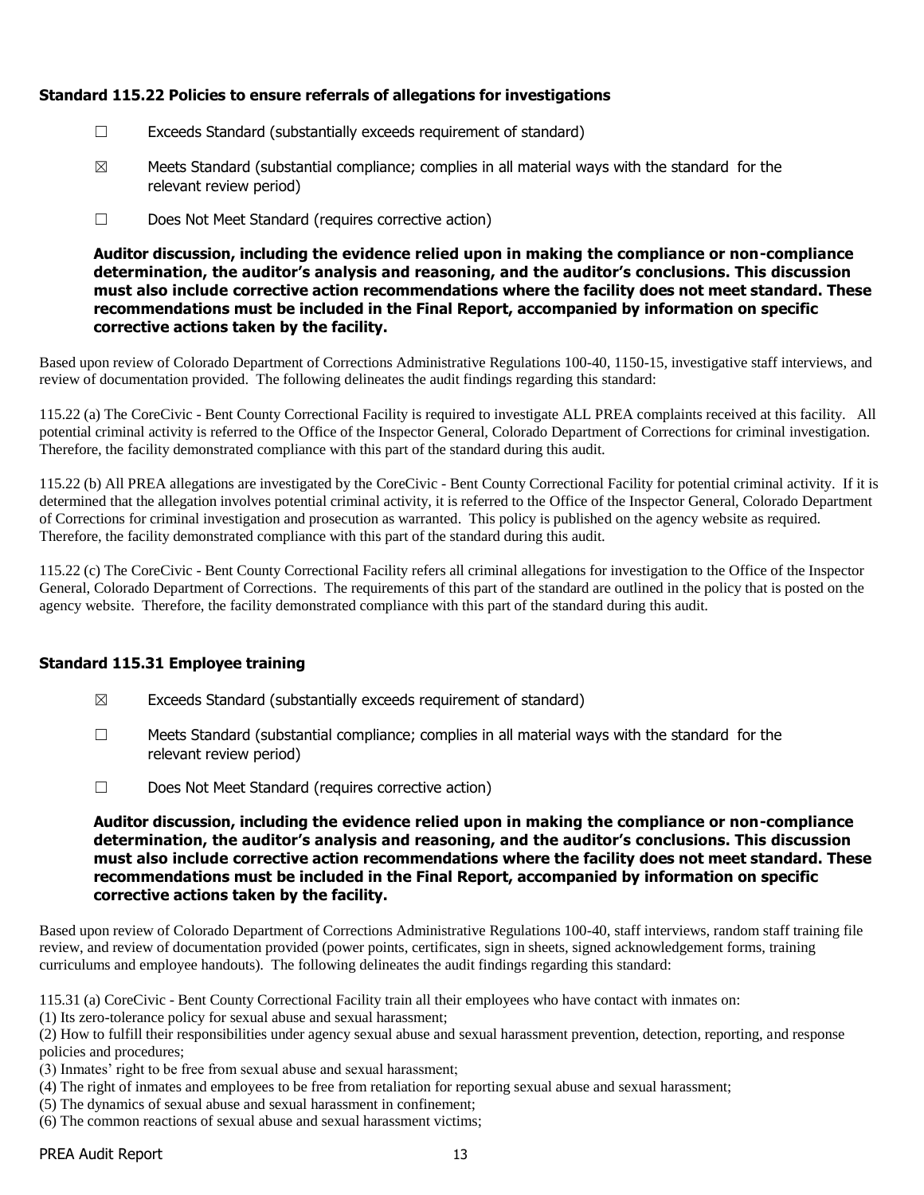### Standard 115.22 Policies to ensure referrals of allegations for investigations

☐ Exceeds Standard (substantially exceeds requirement of standard)

☒ Meets Standard (substantial compliance; complies in all material ways with the standard for the relevant review period)

☐ Does Not Meet Standard (requires corrective action)

**Auditor discussion, including the evidence relied upon in making the compliance or non-compliance determination, the auditor's analysis and reasoning, and the auditor's conclusions. This discussion must also include corrective action recommendations where the facility does not meet standard. These recommendations must be included in the Final Report, accompanied by information on specific corrective actions taken by the facility.**

Based upon review of Colorado Department of Corrections Administrative Regulations 100-40, 1150-15, investigative staff interviews, and review of documentation provided. The following delineates the audit findings regarding this standard:

115.22 (a) The CoreCivic - Bent County Correctional Facility is required to investigate ALL PREA complaints received at this facility. All potential criminal activity is referred to the Office of the Inspector General, Colorado Department of Corrections for criminal investigation. Therefore, the facility demonstrated compliance with this part of the standard during this audit.

115.22 (b) All PREA allegations are investigated by the CoreCivic - Bent County Correctional Facility for potential criminal activity. If it is determined that the allegation involves potential criminal activity, it is referred to the Office of the Inspector General, Colorado Department of Corrections for criminal investigation and prosecution as warranted. This policy is published on the agency website as required. Therefore, the facility demonstrated compliance with this part of the standard during this audit.

115.22 (c) The CoreCivic - Bent County Correctional Facility refers all criminal allegations for investigation to the Office of the Inspector General, Colorado Department of Corrections. The requirements of this part of the standard are outlined in the policy that is posted on the agency website. Therefore, the facility demonstrated compliance with this part of the standard during this audit.

### Standard 115.31 Employee training

☒ Exceeds Standard (substantially exceeds requirement of standard)

☐ Meets Standard (substantial compliance; complies in all material ways with the standard for the relevant review period)

☐ Does Not Meet Standard (requires corrective action)

**Auditor discussion, including the evidence relied upon in making the compliance or non-compliance determination, the auditor's analysis and reasoning, and the auditor's conclusions. This discussion must also include corrective action recommendations where the facility does not meet standard. These recommendations must be included in the Final Report, accompanied by information on specific corrective actions taken by the facility.**

Based upon review of Colorado Department of Corrections Administrative Regulations 100-40, staff interviews, random staff training file review, and review of documentation provided (power points, certificates, sign in sheets, signed acknowledgement forms, training curriculums and employee handouts). The following delineates the audit findings regarding this standard:

115.31 (a) CoreCivic - Bent County Correctional Facility train all their employees who have contact with inmates on:

(1) Its zero-tolerance policy for sexual abuse and sexual harassment;

(2) How to fulfill their responsibilities under agency sexual abuse and sexual harassment prevention, detection, reporting, and response policies and procedures;

(3) Inmates' right to be free from sexual abuse and sexual harassment;

(4) The right of inmates and employees to be free from retaliation for reporting sexual abuse and sexual harassment;

(5) The dynamics of sexual abuse and sexual harassment in confinement;

(6) The common reactions of sexual abuse and sexual harassment victims;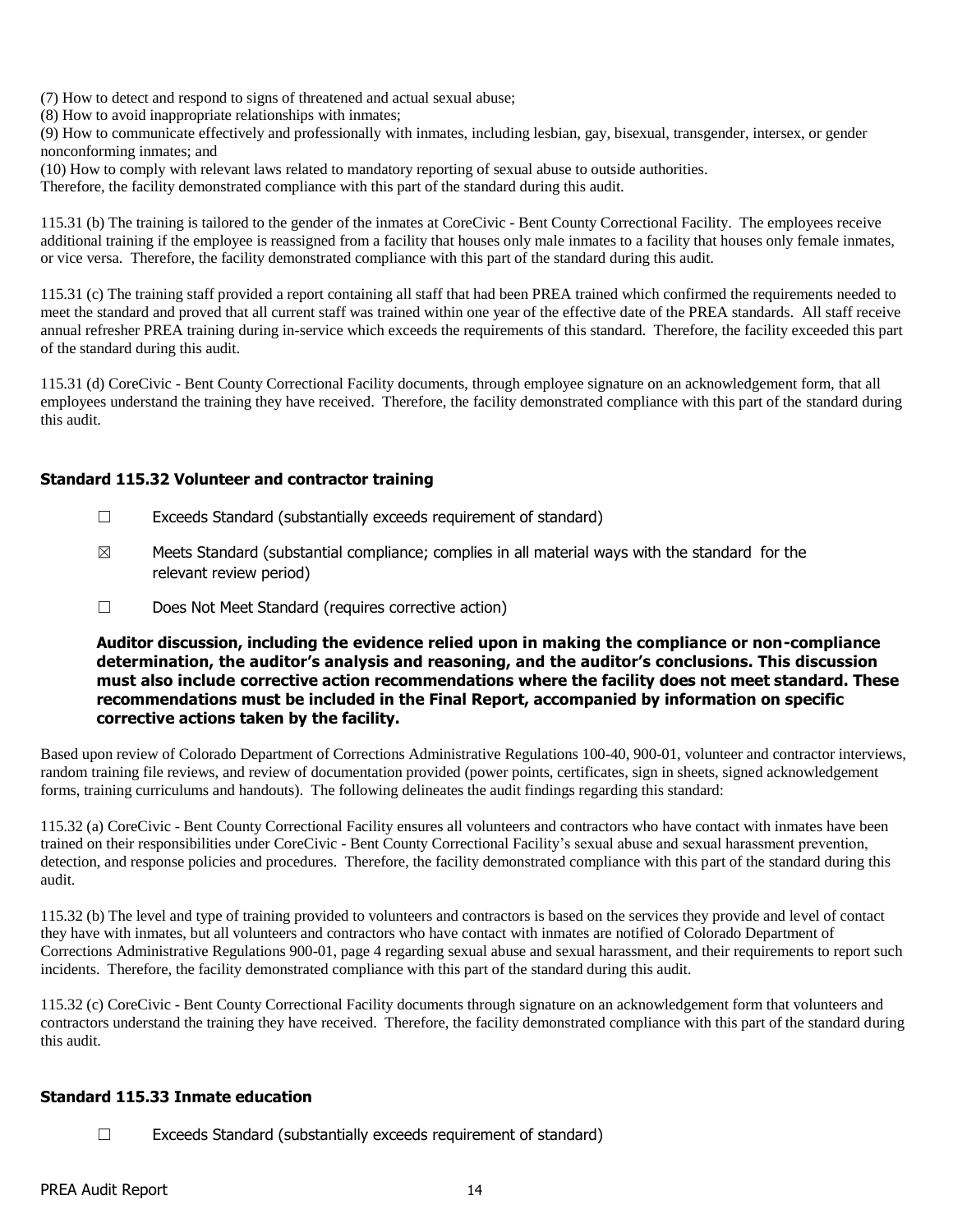(7) How to detect and respond to signs of threatened and actual sexual abuse;
(8) How to avoid inappropriate relationships with inmates;
(9) How to communicate effectively and professionally with inmates, including lesbian, gay, bisexual, transgender, intersex, or gender nonconforming inmates; and
(10) How to comply with relevant laws related to mandatory reporting of sexual abuse to outside authorities.
Therefore, the facility demonstrated compliance with this part of the standard during this audit.

115.31 (b) The training is tailored to the gender of the inmates at CoreCivic - Bent County Correctional Facility. The employees receive additional training if the employee is reassigned from a facility that houses only male inmates to a facility that houses only female inmates, or vice versa. Therefore, the facility demonstrated compliance with this part of the standard during this audit.

115.31 (c) The training staff provided a report containing all staff that had been PREA trained which confirmed the requirements needed to meet the standard and proved that all current staff was trained within one year of the effective date of the PREA standards. All staff receive annual refresher PREA training during in-service which exceeds the requirements of this standard. Therefore, the facility exceeded this part of the standard during this audit.

115.31 (d) CoreCivic - Bent County Correctional Facility documents, through employee signature on an acknowledgement form, that all employees understand the training they have received. Therefore, the facility demonstrated compliance with this part of the standard during this audit.

### Standard 115.32 Volunteer and contractor training

☐ Exceeds Standard (substantially exceeds requirement of standard)

☒ Meets Standard (substantial compliance; complies in all material ways with the standard for the relevant review period)

☐ Does Not Meet Standard (requires corrective action)

**Auditor discussion, including the evidence relied upon in making the compliance or non-compliance determination, the auditor's analysis and reasoning, and the auditor's conclusions. This discussion must also include corrective action recommendations where the facility does not meet standard. These recommendations must be included in the Final Report, accompanied by information on specific corrective actions taken by the facility.**

Based upon review of Colorado Department of Corrections Administrative Regulations 100-40, 900-01, volunteer and contractor interviews, random training file reviews, and review of documentation provided (power points, certificates, sign in sheets, signed acknowledgement forms, training curriculums and handouts). The following delineates the audit findings regarding this standard:

115.32 (a) CoreCivic - Bent County Correctional Facility ensures all volunteers and contractors who have contact with inmates have been trained on their responsibilities under CoreCivic - Bent County Correctional Facility's sexual abuse and sexual harassment prevention, detection, and response policies and procedures. Therefore, the facility demonstrated compliance with this part of the standard during this audit.

115.32 (b) The level and type of training provided to volunteers and contractors is based on the services they provide and level of contact they have with inmates, but all volunteers and contractors who have contact with inmates are notified of Colorado Department of Corrections Administrative Regulations 900-01, page 4 regarding sexual abuse and sexual harassment, and their requirements to report such incidents. Therefore, the facility demonstrated compliance with this part of the standard during this audit.

115.32 (c) CoreCivic - Bent County Correctional Facility documents through signature on an acknowledgement form that volunteers and contractors understand the training they have received. Therefore, the facility demonstrated compliance with this part of the standard during this audit.

### Standard 115.33 Inmate education

☐ Exceeds Standard (substantially exceeds requirement of standard)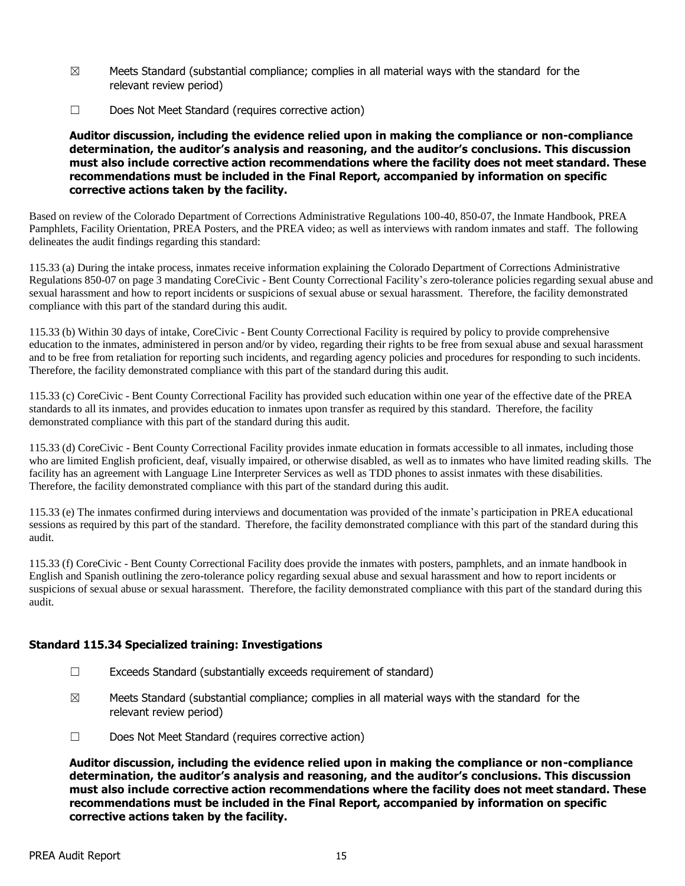☒ Meets Standard (substantial compliance; complies in all material ways with the standard for the relevant review period)

☐ Does Not Meet Standard (requires corrective action)

**Auditor discussion, including the evidence relied upon in making the compliance or non-compliance determination, the auditor's analysis and reasoning, and the auditor's conclusions. This discussion must also include corrective action recommendations where the facility does not meet standard. These recommendations must be included in the Final Report, accompanied by information on specific corrective actions taken by the facility.**

Based on review of the Colorado Department of Corrections Administrative Regulations 100-40, 850-07, the Inmate Handbook, PREA Pamphlets, Facility Orientation, PREA Posters, and the PREA video; as well as interviews with random inmates and staff. The following delineates the audit findings regarding this standard:

115.33 (a) During the intake process, inmates receive information explaining the Colorado Department of Corrections Administrative Regulations 850-07 on page 3 mandating CoreCivic - Bent County Correctional Facility's zero-tolerance policies regarding sexual abuse and sexual harassment and how to report incidents or suspicions of sexual abuse or sexual harassment. Therefore, the facility demonstrated compliance with this part of the standard during this audit.

115.33 (b) Within 30 days of intake, CoreCivic - Bent County Correctional Facility is required by policy to provide comprehensive education to the inmates, administered in person and/or by video, regarding their rights to be free from sexual abuse and sexual harassment and to be free from retaliation for reporting such incidents, and regarding agency policies and procedures for responding to such incidents. Therefore, the facility demonstrated compliance with this part of the standard during this audit.

115.33 (c) CoreCivic - Bent County Correctional Facility has provided such education within one year of the effective date of the PREA standards to all its inmates, and provides education to inmates upon transfer as required by this standard. Therefore, the facility demonstrated compliance with this part of the standard during this audit.

115.33 (d) CoreCivic - Bent County Correctional Facility provides inmate education in formats accessible to all inmates, including those who are limited English proficient, deaf, visually impaired, or otherwise disabled, as well as to inmates who have limited reading skills. The facility has an agreement with Language Line Interpreter Services as well as TDD phones to assist inmates with these disabilities. Therefore, the facility demonstrated compliance with this part of the standard during this audit.

115.33 (e) The inmates confirmed during interviews and documentation was provided of the inmate's participation in PREA educational sessions as required by this part of the standard. Therefore, the facility demonstrated compliance with this part of the standard during this audit.

115.33 (f) CoreCivic - Bent County Correctional Facility does provide the inmates with posters, pamphlets, and an inmate handbook in English and Spanish outlining the zero-tolerance policy regarding sexual abuse and sexual harassment and how to report incidents or suspicions of sexual abuse or sexual harassment. Therefore, the facility demonstrated compliance with this part of the standard during this audit.

### Standard 115.34 Specialized training: Investigations

☐ Exceeds Standard (substantially exceeds requirement of standard)

☒ Meets Standard (substantial compliance; complies in all material ways with the standard for the relevant review period)

☐ Does Not Meet Standard (requires corrective action)

**Auditor discussion, including the evidence relied upon in making the compliance or non-compliance determination, the auditor's analysis and reasoning, and the auditor's conclusions. This discussion must also include corrective action recommendations where the facility does not meet standard. These recommendations must be included in the Final Report, accompanied by information on specific corrective actions taken by the facility.**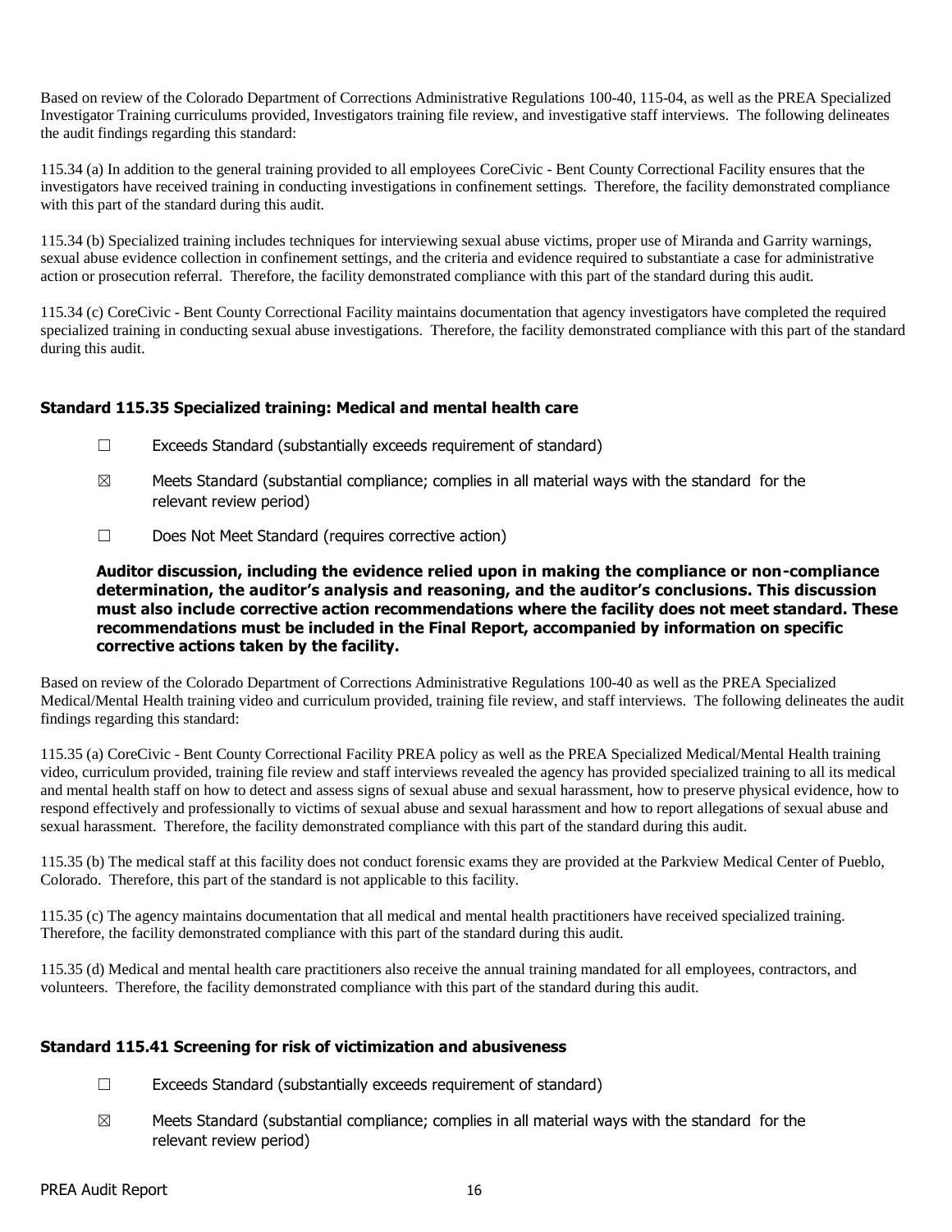Based on review of the Colorado Department of Corrections Administrative Regulations 100-40, 115-04, as well as the PREA Specialized Investigator Training curriculums provided, Investigators training file review, and investigative staff interviews. The following delineates the audit findings regarding this standard:

115.34 (a) In addition to the general training provided to all employees CoreCivic - Bent County Correctional Facility ensures that the investigators have received training in conducting investigations in confinement settings. Therefore, the facility demonstrated compliance with this part of the standard during this audit.

115.34 (b) Specialized training includes techniques for interviewing sexual abuse victims, proper use of Miranda and Garrity warnings, sexual abuse evidence collection in confinement settings, and the criteria and evidence required to substantiate a case for administrative action or prosecution referral. Therefore, the facility demonstrated compliance with this part of the standard during this audit.

115.34 (c) CoreCivic - Bent County Correctional Facility maintains documentation that agency investigators have completed the required specialized training in conducting sexual abuse investigations. Therefore, the facility demonstrated compliance with this part of the standard during this audit.

### Standard 115.35 Specialized training: Medical and mental health care

☐ Exceeds Standard (substantially exceeds requirement of standard)

☒ Meets Standard (substantial compliance; complies in all material ways with the standard for the relevant review period)

☐ Does Not Meet Standard (requires corrective action)

**Auditor discussion, including the evidence relied upon in making the compliance or non-compliance determination, the auditor's analysis and reasoning, and the auditor's conclusions. This discussion must also include corrective action recommendations where the facility does not meet standard. These recommendations must be included in the Final Report, accompanied by information on specific corrective actions taken by the facility.**

Based on review of the Colorado Department of Corrections Administrative Regulations 100-40 as well as the PREA Specialized Medical/Mental Health training video and curriculum provided, training file review, and staff interviews. The following delineates the audit findings regarding this standard:

115.35 (a) CoreCivic - Bent County Correctional Facility PREA policy as well as the PREA Specialized Medical/Mental Health training video, curriculum provided, training file review and staff interviews revealed the agency has provided specialized training to all its medical and mental health staff on how to detect and assess signs of sexual abuse and sexual harassment, how to preserve physical evidence, how to respond effectively and professionally to victims of sexual abuse and sexual harassment and how to report allegations of sexual abuse and sexual harassment. Therefore, the facility demonstrated compliance with this part of the standard during this audit.

115.35 (b) The medical staff at this facility does not conduct forensic exams they are provided at the Parkview Medical Center of Pueblo, Colorado. Therefore, this part of the standard is not applicable to this facility.

115.35 (c) The agency maintains documentation that all medical and mental health practitioners have received specialized training. Therefore, the facility demonstrated compliance with this part of the standard during this audit.

115.35 (d) Medical and mental health care practitioners also receive the annual training mandated for all employees, contractors, and volunteers. Therefore, the facility demonstrated compliance with this part of the standard during this audit.

### Standard 115.41 Screening for risk of victimization and abusiveness

☐ Exceeds Standard (substantially exceeds requirement of standard)

☒ Meets Standard (substantial compliance; complies in all material ways with the standard for the relevant review period)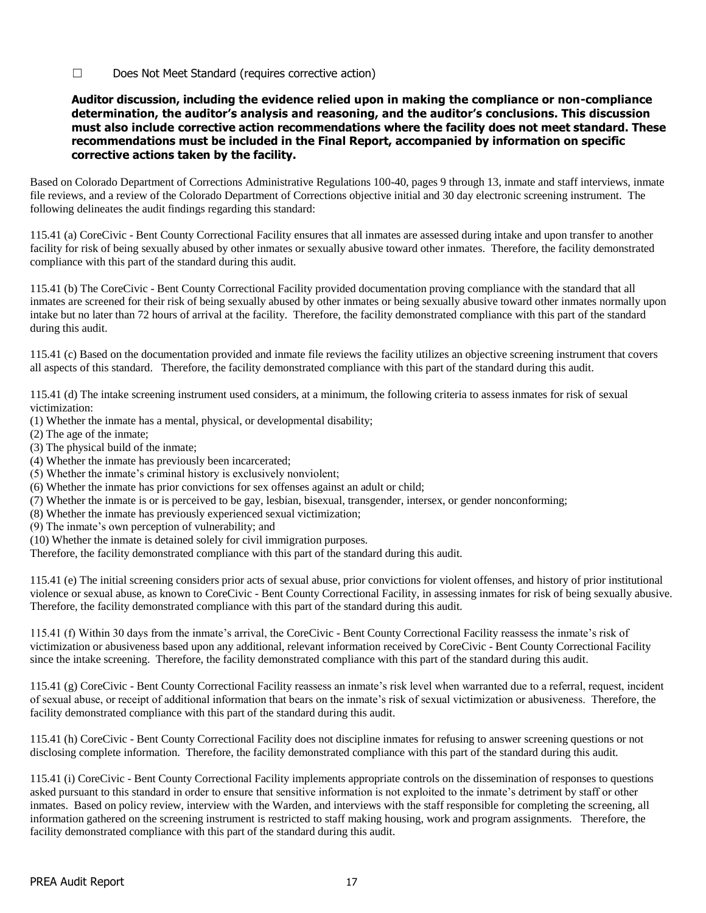☐ Does Not Meet Standard (requires corrective action)

**Auditor discussion, including the evidence relied upon in making the compliance or non-compliance determination, the auditor's analysis and reasoning, and the auditor's conclusions. This discussion must also include corrective action recommendations where the facility does not meet standard. These recommendations must be included in the Final Report, accompanied by information on specific corrective actions taken by the facility.**

Based on Colorado Department of Corrections Administrative Regulations 100-40, pages 9 through 13, inmate and staff interviews, inmate file reviews, and a review of the Colorado Department of Corrections objective initial and 30 day electronic screening instrument. The following delineates the audit findings regarding this standard:

115.41 (a) CoreCivic - Bent County Correctional Facility ensures that all inmates are assessed during intake and upon transfer to another facility for risk of being sexually abused by other inmates or sexually abusive toward other inmates. Therefore, the facility demonstrated compliance with this part of the standard during this audit.

115.41 (b) The CoreCivic - Bent County Correctional Facility provided documentation proving compliance with the standard that all inmates are screened for their risk of being sexually abused by other inmates or being sexually abusive toward other inmates normally upon intake but no later than 72 hours of arrival at the facility. Therefore, the facility demonstrated compliance with this part of the standard during this audit.

115.41 (c) Based on the documentation provided and inmate file reviews the facility utilizes an objective screening instrument that covers all aspects of this standard. Therefore, the facility demonstrated compliance with this part of the standard during this audit.

115.41 (d) The intake screening instrument used considers, at a minimum, the following criteria to assess inmates for risk of sexual victimization:

(1) Whether the inmate has a mental, physical, or developmental disability;
(2) The age of the inmate;
(3) The physical build of the inmate;
(4) Whether the inmate has previously been incarcerated;
(5) Whether the inmate's criminal history is exclusively nonviolent;
(6) Whether the inmate has prior convictions for sex offenses against an adult or child;
(7) Whether the inmate is or is perceived to be gay, lesbian, bisexual, transgender, intersex, or gender nonconforming;
(8) Whether the inmate has previously experienced sexual victimization;
(9) The inmate's own perception of vulnerability; and
(10) Whether the inmate is detained solely for civil immigration purposes.

Therefore, the facility demonstrated compliance with this part of the standard during this audit.

115.41 (e) The initial screening considers prior acts of sexual abuse, prior convictions for violent offenses, and history of prior institutional violence or sexual abuse, as known to CoreCivic - Bent County Correctional Facility, in assessing inmates for risk of being sexually abusive. Therefore, the facility demonstrated compliance with this part of the standard during this audit.

115.41 (f) Within 30 days from the inmate's arrival, the CoreCivic - Bent County Correctional Facility reassess the inmate's risk of victimization or abusiveness based upon any additional, relevant information received by CoreCivic - Bent County Correctional Facility since the intake screening. Therefore, the facility demonstrated compliance with this part of the standard during this audit.

115.41 (g) CoreCivic - Bent County Correctional Facility reassess an inmate's risk level when warranted due to a referral, request, incident of sexual abuse, or receipt of additional information that bears on the inmate's risk of sexual victimization or abusiveness. Therefore, the facility demonstrated compliance with this part of the standard during this audit.

115.41 (h) CoreCivic - Bent County Correctional Facility does not discipline inmates for refusing to answer screening questions or not disclosing complete information. Therefore, the facility demonstrated compliance with this part of the standard during this audit.

115.41 (i) CoreCivic - Bent County Correctional Facility implements appropriate controls on the dissemination of responses to questions asked pursuant to this standard in order to ensure that sensitive information is not exploited to the inmate's detriment by staff or other inmates. Based on policy review, interview with the Warden, and interviews with the staff responsible for completing the screening, all information gathered on the screening instrument is restricted to staff making housing, work and program assignments. Therefore, the facility demonstrated compliance with this part of the standard during this audit.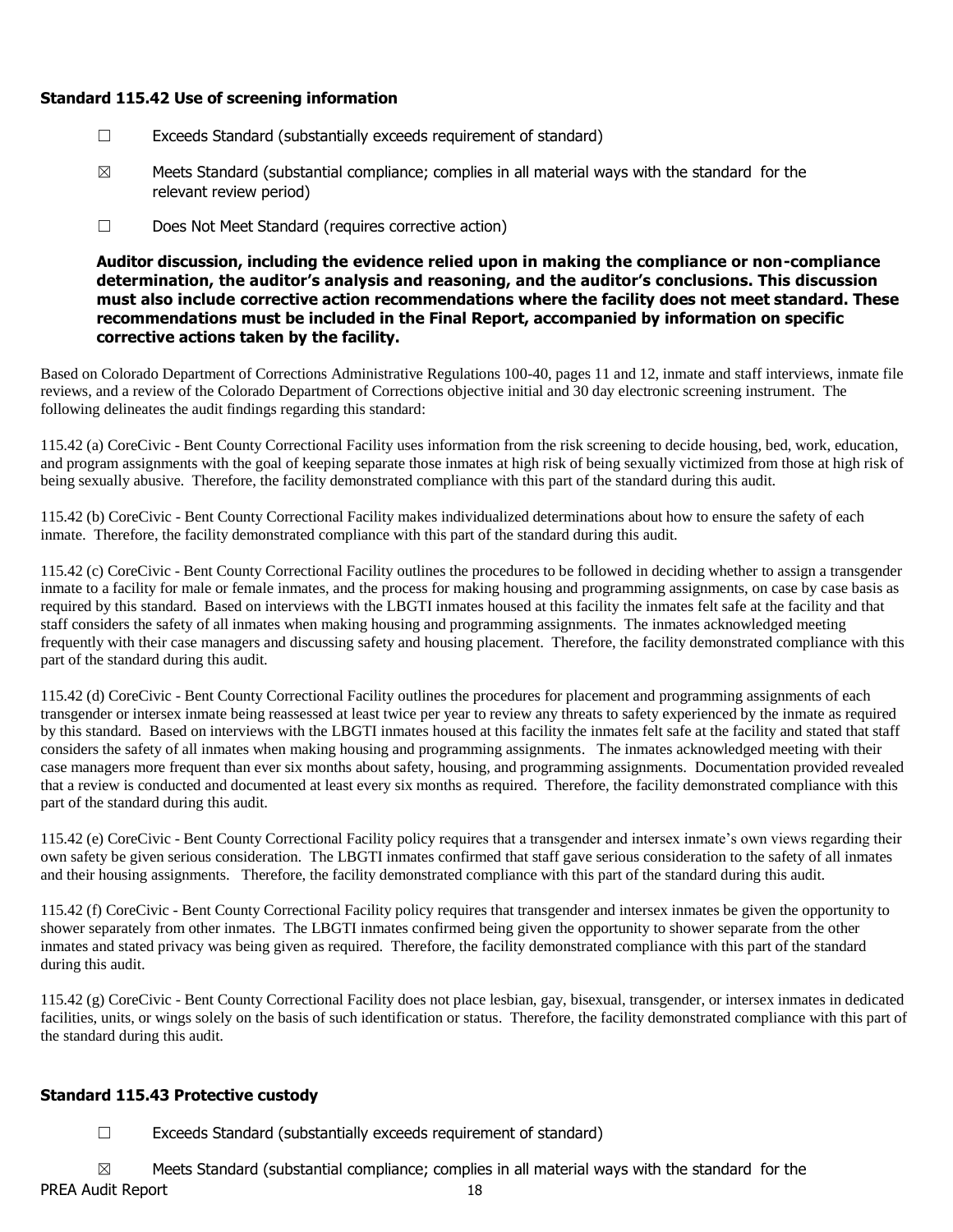### Standard 115.42 Use of screening information

☐ Exceeds Standard (substantially exceeds requirement of standard)

☒ Meets Standard (substantial compliance; complies in all material ways with the standard for the relevant review period)

☐ Does Not Meet Standard (requires corrective action)

**Auditor discussion, including the evidence relied upon in making the compliance or non-compliance determination, the auditor's analysis and reasoning, and the auditor's conclusions. This discussion must also include corrective action recommendations where the facility does not meet standard. These recommendations must be included in the Final Report, accompanied by information on specific corrective actions taken by the facility.**

Based on Colorado Department of Corrections Administrative Regulations 100-40, pages 11 and 12, inmate and staff interviews, inmate file reviews, and a review of the Colorado Department of Corrections objective initial and 30 day electronic screening instrument. The following delineates the audit findings regarding this standard:

115.42 (a) CoreCivic - Bent County Correctional Facility uses information from the risk screening to decide housing, bed, work, education, and program assignments with the goal of keeping separate those inmates at high risk of being sexually victimized from those at high risk of being sexually abusive. Therefore, the facility demonstrated compliance with this part of the standard during this audit.

115.42 (b) CoreCivic - Bent County Correctional Facility makes individualized determinations about how to ensure the safety of each inmate. Therefore, the facility demonstrated compliance with this part of the standard during this audit.

115.42 (c) CoreCivic - Bent County Correctional Facility outlines the procedures to be followed in deciding whether to assign a transgender inmate to a facility for male or female inmates, and the process for making housing and programming assignments, on case by case basis as required by this standard. Based on interviews with the LBGTI inmates housed at this facility the inmates felt safe at the facility and that staff considers the safety of all inmates when making housing and programming assignments. The inmates acknowledged meeting frequently with their case managers and discussing safety and housing placement. Therefore, the facility demonstrated compliance with this part of the standard during this audit.

115.42 (d) CoreCivic - Bent County Correctional Facility outlines the procedures for placement and programming assignments of each transgender or intersex inmate being reassessed at least twice per year to review any threats to safety experienced by the inmate as required by this standard. Based on interviews with the LBGTI inmates housed at this facility the inmates felt safe at the facility and stated that staff considers the safety of all inmates when making housing and programming assignments. The inmates acknowledged meeting with their case managers more frequent than ever six months about safety, housing, and programming assignments. Documentation provided revealed that a review is conducted and documented at least every six months as required. Therefore, the facility demonstrated compliance with this part of the standard during this audit.

115.42 (e) CoreCivic - Bent County Correctional Facility policy requires that a transgender and intersex inmate's own views regarding their own safety be given serious consideration. The LBGTI inmates confirmed that staff gave serious consideration to the safety of all inmates and their housing assignments. Therefore, the facility demonstrated compliance with this part of the standard during this audit.

115.42 (f) CoreCivic - Bent County Correctional Facility policy requires that transgender and intersex inmates be given the opportunity to shower separately from other inmates. The LBGTI inmates confirmed being given the opportunity to shower separate from the other inmates and stated privacy was being given as required. Therefore, the facility demonstrated compliance with this part of the standard during this audit.

115.42 (g) CoreCivic - Bent County Correctional Facility does not place lesbian, gay, bisexual, transgender, or intersex inmates in dedicated facilities, units, or wings solely on the basis of such identification or status. Therefore, the facility demonstrated compliance with this part of the standard during this audit.

### Standard 115.43 Protective custody

☐ Exceeds Standard (substantially exceeds requirement of standard)

☒ Meets Standard (substantial compliance; complies in all material ways with the standard for the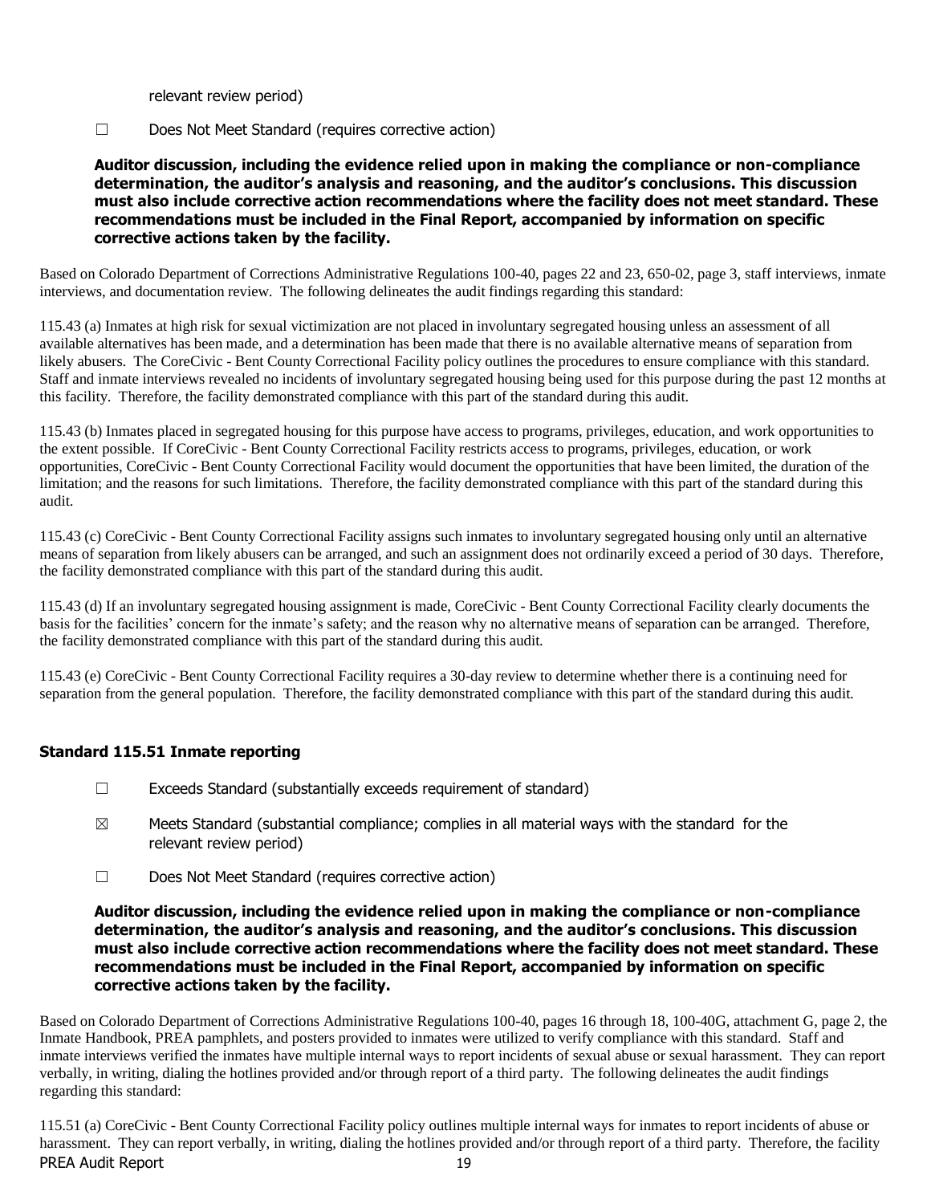relevant review period)

☐ Does Not Meet Standard (requires corrective action)

**Auditor discussion, including the evidence relied upon in making the compliance or non-compliance determination, the auditor's analysis and reasoning, and the auditor's conclusions. This discussion must also include corrective action recommendations where the facility does not meet standard. These recommendations must be included in the Final Report, accompanied by information on specific corrective actions taken by the facility.**

Based on Colorado Department of Corrections Administrative Regulations 100-40, pages 22 and 23, 650-02, page 3, staff interviews, inmate interviews, and documentation review. The following delineates the audit findings regarding this standard:

115.43 (a) Inmates at high risk for sexual victimization are not placed in involuntary segregated housing unless an assessment of all available alternatives has been made, and a determination has been made that there is no available alternative means of separation from likely abusers. The CoreCivic - Bent County Correctional Facility policy outlines the procedures to ensure compliance with this standard. Staff and inmate interviews revealed no incidents of involuntary segregated housing being used for this purpose during the past 12 months at this facility. Therefore, the facility demonstrated compliance with this part of the standard during this audit.

115.43 (b) Inmates placed in segregated housing for this purpose have access to programs, privileges, education, and work opportunities to the extent possible. If CoreCivic - Bent County Correctional Facility restricts access to programs, privileges, education, or work opportunities, CoreCivic - Bent County Correctional Facility would document the opportunities that have been limited, the duration of the limitation; and the reasons for such limitations. Therefore, the facility demonstrated compliance with this part of the standard during this audit.

115.43 (c) CoreCivic - Bent County Correctional Facility assigns such inmates to involuntary segregated housing only until an alternative means of separation from likely abusers can be arranged, and such an assignment does not ordinarily exceed a period of 30 days. Therefore, the facility demonstrated compliance with this part of the standard during this audit.

115.43 (d) If an involuntary segregated housing assignment is made, CoreCivic - Bent County Correctional Facility clearly documents the basis for the facilities' concern for the inmate's safety; and the reason why no alternative means of separation can be arranged. Therefore, the facility demonstrated compliance with this part of the standard during this audit.

115.43 (e) CoreCivic - Bent County Correctional Facility requires a 30-day review to determine whether there is a continuing need for separation from the general population. Therefore, the facility demonstrated compliance with this part of the standard during this audit.

### Standard 115.51 Inmate reporting

☐ Exceeds Standard (substantially exceeds requirement of standard)

☒ Meets Standard (substantial compliance; complies in all material ways with the standard for the relevant review period)

☐ Does Not Meet Standard (requires corrective action)

**Auditor discussion, including the evidence relied upon in making the compliance or non-compliance determination, the auditor's analysis and reasoning, and the auditor's conclusions. This discussion must also include corrective action recommendations where the facility does not meet standard. These recommendations must be included in the Final Report, accompanied by information on specific corrective actions taken by the facility.**

Based on Colorado Department of Corrections Administrative Regulations 100-40, pages 16 through 18, 100-40G, attachment G, page 2, the Inmate Handbook, PREA pamphlets, and posters provided to inmates were utilized to verify compliance with this standard. Staff and inmate interviews verified the inmates have multiple internal ways to report incidents of sexual abuse or sexual harassment. They can report verbally, in writing, dialing the hotlines provided and/or through report of a third party. The following delineates the audit findings regarding this standard:

115.51 (a) CoreCivic - Bent County Correctional Facility policy outlines multiple internal ways for inmates to report incidents of abuse or harassment. They can report verbally, in writing, dialing the hotlines provided and/or through report of a third party. Therefore, the facility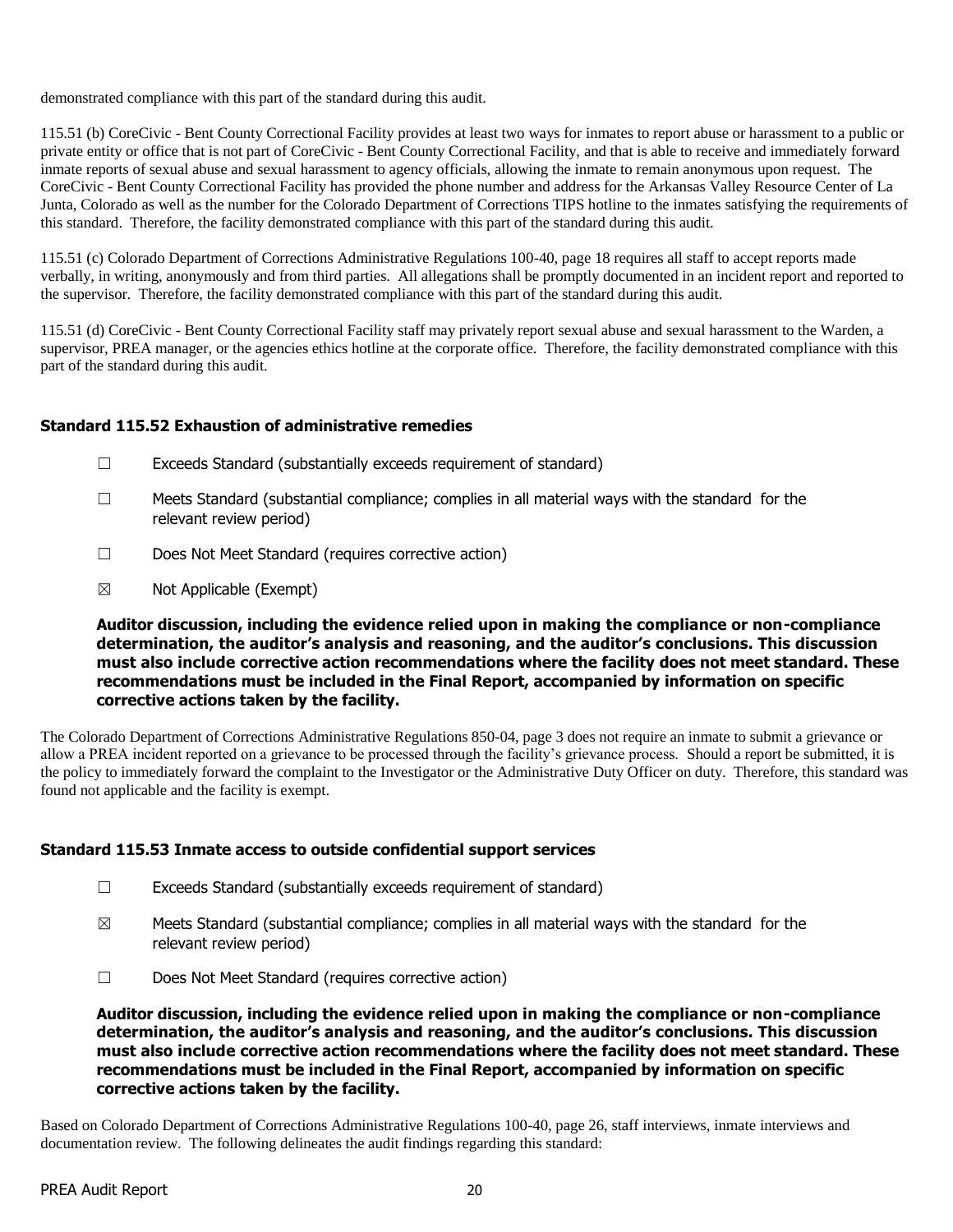demonstrated compliance with this part of the standard during this audit.

115.51 (b) CoreCivic - Bent County Correctional Facility provides at least two ways for inmates to report abuse or harassment to a public or private entity or office that is not part of CoreCivic - Bent County Correctional Facility, and that is able to receive and immediately forward inmate reports of sexual abuse and sexual harassment to agency officials, allowing the inmate to remain anonymous upon request. The CoreCivic - Bent County Correctional Facility has provided the phone number and address for the Arkansas Valley Resource Center of La Junta, Colorado as well as the number for the Colorado Department of Corrections TIPS hotline to the inmates satisfying the requirements of this standard. Therefore, the facility demonstrated compliance with this part of the standard during this audit.

115.51 (c) Colorado Department of Corrections Administrative Regulations 100-40, page 18 requires all staff to accept reports made verbally, in writing, anonymously and from third parties. All allegations shall be promptly documented in an incident report and reported to the supervisor. Therefore, the facility demonstrated compliance with this part of the standard during this audit.

115.51 (d) CoreCivic - Bent County Correctional Facility staff may privately report sexual abuse and sexual harassment to the Warden, a supervisor, PREA manager, or the agencies ethics hotline at the corporate office. Therefore, the facility demonstrated compliance with this part of the standard during this audit.

### Standard 115.52 Exhaustion of administrative remedies

☐ Exceeds Standard (substantially exceeds requirement of standard)

☐ Meets Standard (substantial compliance; complies in all material ways with the standard for the relevant review period)

☐ Does Not Meet Standard (requires corrective action)

☒ Not Applicable (Exempt)

**Auditor discussion, including the evidence relied upon in making the compliance or non-compliance determination, the auditor's analysis and reasoning, and the auditor's conclusions. This discussion must also include corrective action recommendations where the facility does not meet standard. These recommendations must be included in the Final Report, accompanied by information on specific corrective actions taken by the facility.**

The Colorado Department of Corrections Administrative Regulations 850-04, page 3 does not require an inmate to submit a grievance or allow a PREA incident reported on a grievance to be processed through the facility's grievance process. Should a report be submitted, it is the policy to immediately forward the complaint to the Investigator or the Administrative Duty Officer on duty. Therefore, this standard was found not applicable and the facility is exempt.

### Standard 115.53 Inmate access to outside confidential support services

☐ Exceeds Standard (substantially exceeds requirement of standard)

☒ Meets Standard (substantial compliance; complies in all material ways with the standard for the relevant review period)

☐ Does Not Meet Standard (requires corrective action)

**Auditor discussion, including the evidence relied upon in making the compliance or non-compliance determination, the auditor's analysis and reasoning, and the auditor's conclusions. This discussion must also include corrective action recommendations where the facility does not meet standard. These recommendations must be included in the Final Report, accompanied by information on specific corrective actions taken by the facility.**

Based on Colorado Department of Corrections Administrative Regulations 100-40, page 26, staff interviews, inmate interviews and documentation review. The following delineates the audit findings regarding this standard: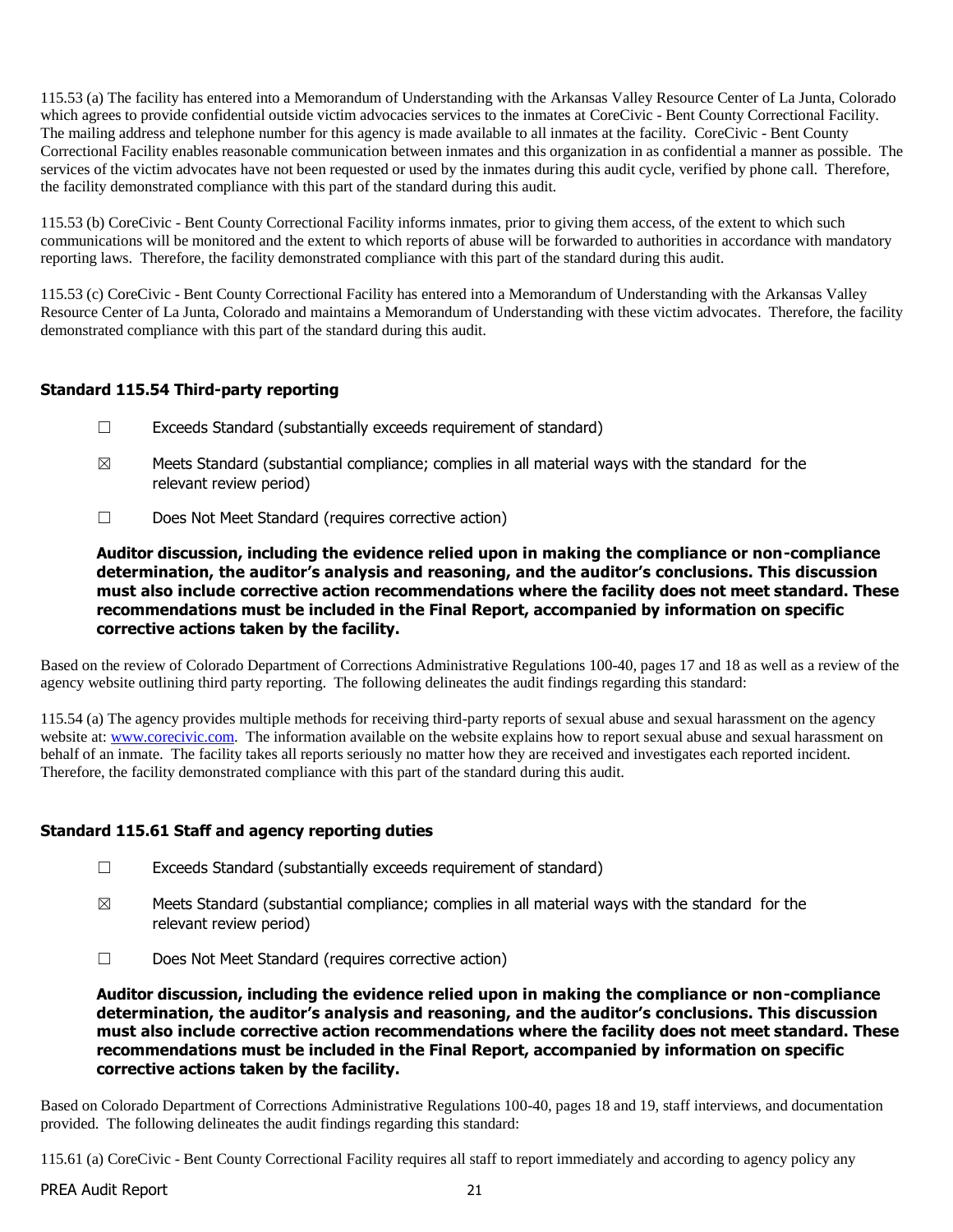115.53 (a) The facility has entered into a Memorandum of Understanding with the Arkansas Valley Resource Center of La Junta, Colorado which agrees to provide confidential outside victim advocacies services to the inmates at CoreCivic - Bent County Correctional Facility. The mailing address and telephone number for this agency is made available to all inmates at the facility. CoreCivic - Bent County Correctional Facility enables reasonable communication between inmates and this organization in as confidential a manner as possible. The services of the victim advocates have not been requested or used by the inmates during this audit cycle, verified by phone call. Therefore, the facility demonstrated compliance with this part of the standard during this audit.

115.53 (b) CoreCivic - Bent County Correctional Facility informs inmates, prior to giving them access, of the extent to which such communications will be monitored and the extent to which reports of abuse will be forwarded to authorities in accordance with mandatory reporting laws. Therefore, the facility demonstrated compliance with this part of the standard during this audit.

115.53 (c) CoreCivic - Bent County Correctional Facility has entered into a Memorandum of Understanding with the Arkansas Valley Resource Center of La Junta, Colorado and maintains a Memorandum of Understanding with these victim advocates. Therefore, the facility demonstrated compliance with this part of the standard during this audit.

### Standard 115.54 Third-party reporting

☐ Exceeds Standard (substantially exceeds requirement of standard)

☒ Meets Standard (substantial compliance; complies in all material ways with the standard for the relevant review period)

☐ Does Not Meet Standard (requires corrective action)

**Auditor discussion, including the evidence relied upon in making the compliance or non-compliance determination, the auditor's analysis and reasoning, and the auditor's conclusions. This discussion must also include corrective action recommendations where the facility does not meet standard. These recommendations must be included in the Final Report, accompanied by information on specific corrective actions taken by the facility.**

Based on the review of Colorado Department of Corrections Administrative Regulations 100-40, pages 17 and 18 as well as a review of the agency website outlining third party reporting. The following delineates the audit findings regarding this standard:

115.54 (a) The agency provides multiple methods for receiving third-party reports of sexual abuse and sexual harassment on the agency website at: www.corecivic.com. The information available on the website explains how to report sexual abuse and sexual harassment on behalf of an inmate. The facility takes all reports seriously no matter how they are received and investigates each reported incident. Therefore, the facility demonstrated compliance with this part of the standard during this audit.

### Standard 115.61 Staff and agency reporting duties

☐ Exceeds Standard (substantially exceeds requirement of standard)

☒ Meets Standard (substantial compliance; complies in all material ways with the standard for the relevant review period)

☐ Does Not Meet Standard (requires corrective action)

**Auditor discussion, including the evidence relied upon in making the compliance or non-compliance determination, the auditor's analysis and reasoning, and the auditor's conclusions. This discussion must also include corrective action recommendations where the facility does not meet standard. These recommendations must be included in the Final Report, accompanied by information on specific corrective actions taken by the facility.**

Based on Colorado Department of Corrections Administrative Regulations 100-40, pages 18 and 19, staff interviews, and documentation provided. The following delineates the audit findings regarding this standard:

115.61 (a) CoreCivic - Bent County Correctional Facility requires all staff to report immediately and according to agency policy any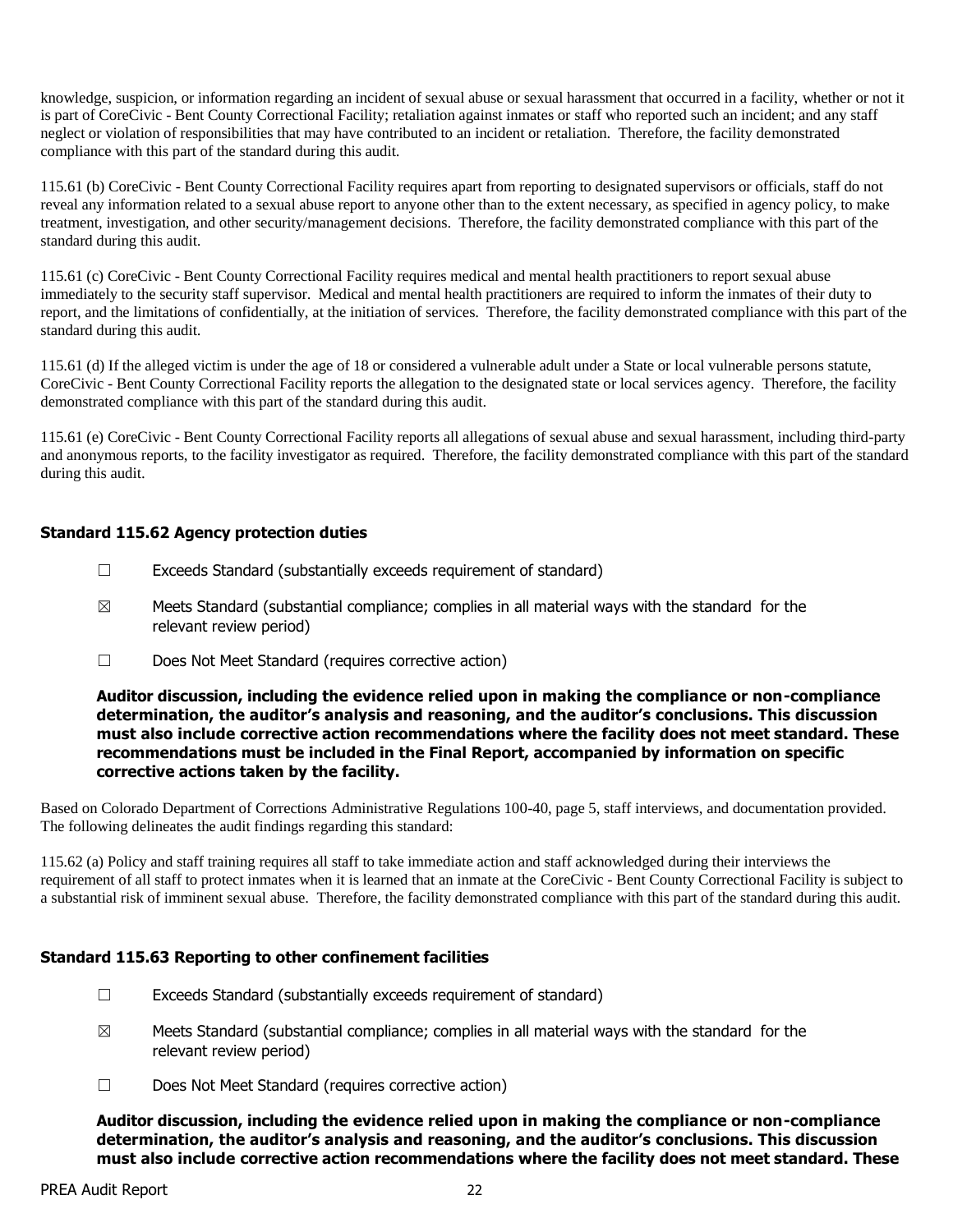knowledge, suspicion, or information regarding an incident of sexual abuse or sexual harassment that occurred in a facility, whether or not it is part of CoreCivic - Bent County Correctional Facility; retaliation against inmates or staff who reported such an incident; and any staff neglect or violation of responsibilities that may have contributed to an incident or retaliation. Therefore, the facility demonstrated compliance with this part of the standard during this audit.

115.61 (b) CoreCivic - Bent County Correctional Facility requires apart from reporting to designated supervisors or officials, staff do not reveal any information related to a sexual abuse report to anyone other than to the extent necessary, as specified in agency policy, to make treatment, investigation, and other security/management decisions. Therefore, the facility demonstrated compliance with this part of the standard during this audit.

115.61 (c) CoreCivic - Bent County Correctional Facility requires medical and mental health practitioners to report sexual abuse immediately to the security staff supervisor. Medical and mental health practitioners are required to inform the inmates of their duty to report, and the limitations of confidentially, at the initiation of services. Therefore, the facility demonstrated compliance with this part of the standard during this audit.

115.61 (d) If the alleged victim is under the age of 18 or considered a vulnerable adult under a State or local vulnerable persons statute, CoreCivic - Bent County Correctional Facility reports the allegation to the designated state or local services agency. Therefore, the facility demonstrated compliance with this part of the standard during this audit.

115.61 (e) CoreCivic - Bent County Correctional Facility reports all allegations of sexual abuse and sexual harassment, including third-party and anonymous reports, to the facility investigator as required. Therefore, the facility demonstrated compliance with this part of the standard during this audit.

### Standard 115.62 Agency protection duties

☐ Exceeds Standard (substantially exceeds requirement of standard)

☒ Meets Standard (substantial compliance; complies in all material ways with the standard for the relevant review period)

☐ Does Not Meet Standard (requires corrective action)

**Auditor discussion, including the evidence relied upon in making the compliance or non-compliance determination, the auditor's analysis and reasoning, and the auditor's conclusions. This discussion must also include corrective action recommendations where the facility does not meet standard. These recommendations must be included in the Final Report, accompanied by information on specific corrective actions taken by the facility.**

Based on Colorado Department of Corrections Administrative Regulations 100-40, page 5, staff interviews, and documentation provided. The following delineates the audit findings regarding this standard:

115.62 (a) Policy and staff training requires all staff to take immediate action and staff acknowledged during their interviews the requirement of all staff to protect inmates when it is learned that an inmate at the CoreCivic - Bent County Correctional Facility is subject to a substantial risk of imminent sexual abuse. Therefore, the facility demonstrated compliance with this part of the standard during this audit.

### Standard 115.63 Reporting to other confinement facilities

☐ Exceeds Standard (substantially exceeds requirement of standard)

☒ Meets Standard (substantial compliance; complies in all material ways with the standard for the relevant review period)

☐ Does Not Meet Standard (requires corrective action)

**Auditor discussion, including the evidence relied upon in making the compliance or non-compliance determination, the auditor's analysis and reasoning, and the auditor's conclusions. This discussion must also include corrective action recommendations where the facility does not meet standard. These**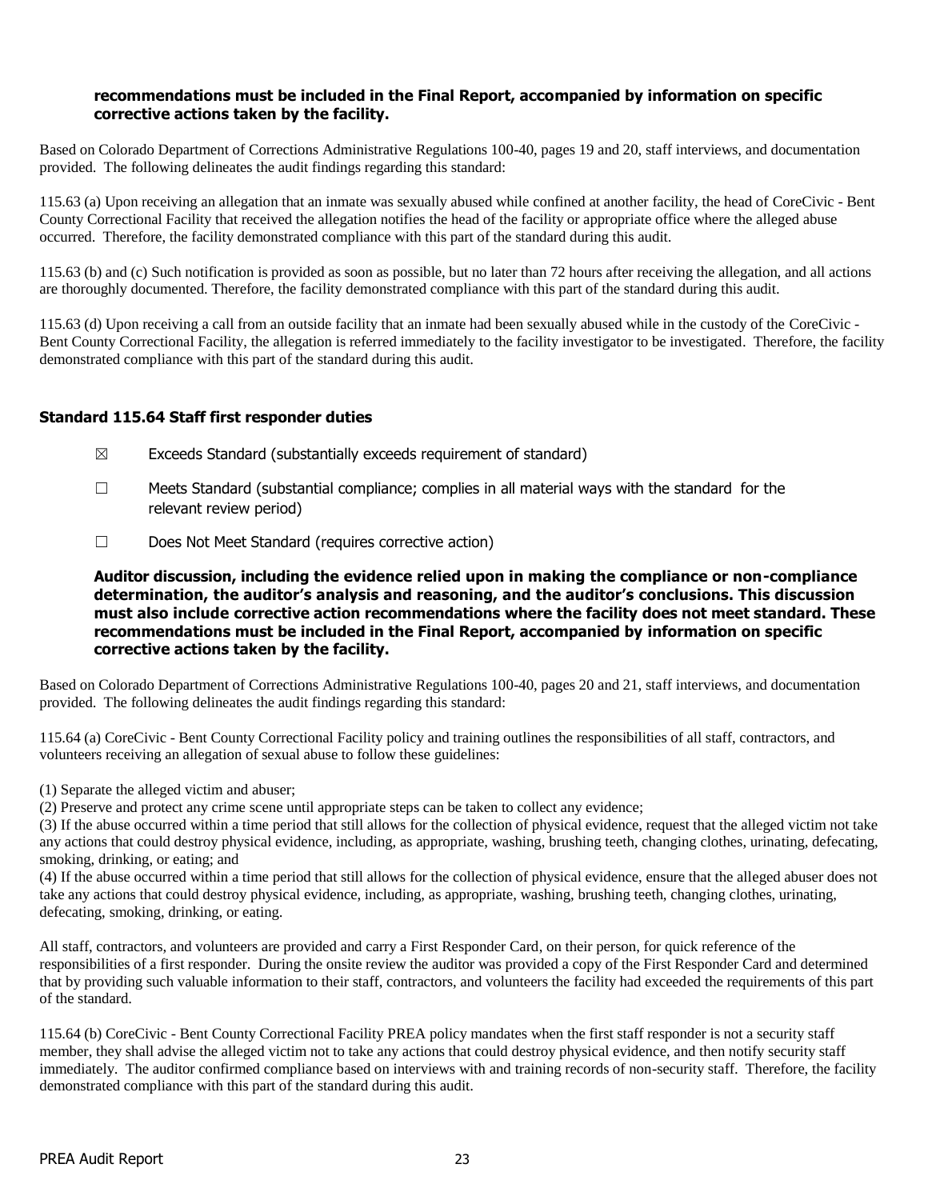**recommendations must be included in the Final Report, accompanied by information on specific corrective actions taken by the facility.**

Based on Colorado Department of Corrections Administrative Regulations 100-40, pages 19 and 20, staff interviews, and documentation provided. The following delineates the audit findings regarding this standard:

115.63 (a) Upon receiving an allegation that an inmate was sexually abused while confined at another facility, the head of CoreCivic - Bent County Correctional Facility that received the allegation notifies the head of the facility or appropriate office where the alleged abuse occurred. Therefore, the facility demonstrated compliance with this part of the standard during this audit.

115.63 (b) and (c) Such notification is provided as soon as possible, but no later than 72 hours after receiving the allegation, and all actions are thoroughly documented. Therefore, the facility demonstrated compliance with this part of the standard during this audit.

115.63 (d) Upon receiving a call from an outside facility that an inmate had been sexually abused while in the custody of the CoreCivic - Bent County Correctional Facility, the allegation is referred immediately to the facility investigator to be investigated. Therefore, the facility demonstrated compliance with this part of the standard during this audit.

### Standard 115.64 Staff first responder duties

☒ Exceeds Standard (substantially exceeds requirement of standard)

☐ Meets Standard (substantial compliance; complies in all material ways with the standard for the relevant review period)

☐ Does Not Meet Standard (requires corrective action)

**Auditor discussion, including the evidence relied upon in making the compliance or non-compliance determination, the auditor's analysis and reasoning, and the auditor's conclusions. This discussion must also include corrective action recommendations where the facility does not meet standard. These recommendations must be included in the Final Report, accompanied by information on specific corrective actions taken by the facility.**

Based on Colorado Department of Corrections Administrative Regulations 100-40, pages 20 and 21, staff interviews, and documentation provided. The following delineates the audit findings regarding this standard:

115.64 (a) CoreCivic - Bent County Correctional Facility policy and training outlines the responsibilities of all staff, contractors, and volunteers receiving an allegation of sexual abuse to follow these guidelines:

(1) Separate the alleged victim and abuser;
(2) Preserve and protect any crime scene until appropriate steps can be taken to collect any evidence;
(3) If the abuse occurred within a time period that still allows for the collection of physical evidence, request that the alleged victim not take any actions that could destroy physical evidence, including, as appropriate, washing, brushing teeth, changing clothes, urinating, defecating, smoking, drinking, or eating; and
(4) If the abuse occurred within a time period that still allows for the collection of physical evidence, ensure that the alleged abuser does not take any actions that could destroy physical evidence, including, as appropriate, washing, brushing teeth, changing clothes, urinating, defecating, smoking, drinking, or eating.

All staff, contractors, and volunteers are provided and carry a First Responder Card, on their person, for quick reference of the responsibilities of a first responder. During the onsite review the auditor was provided a copy of the First Responder Card and determined that by providing such valuable information to their staff, contractors, and volunteers the facility had exceeded the requirements of this part of the standard.

115.64 (b) CoreCivic - Bent County Correctional Facility PREA policy mandates when the first staff responder is not a security staff member, they shall advise the alleged victim not to take any actions that could destroy physical evidence, and then notify security staff immediately. The auditor confirmed compliance based on interviews with and training records of non-security staff. Therefore, the facility demonstrated compliance with this part of the standard during this audit.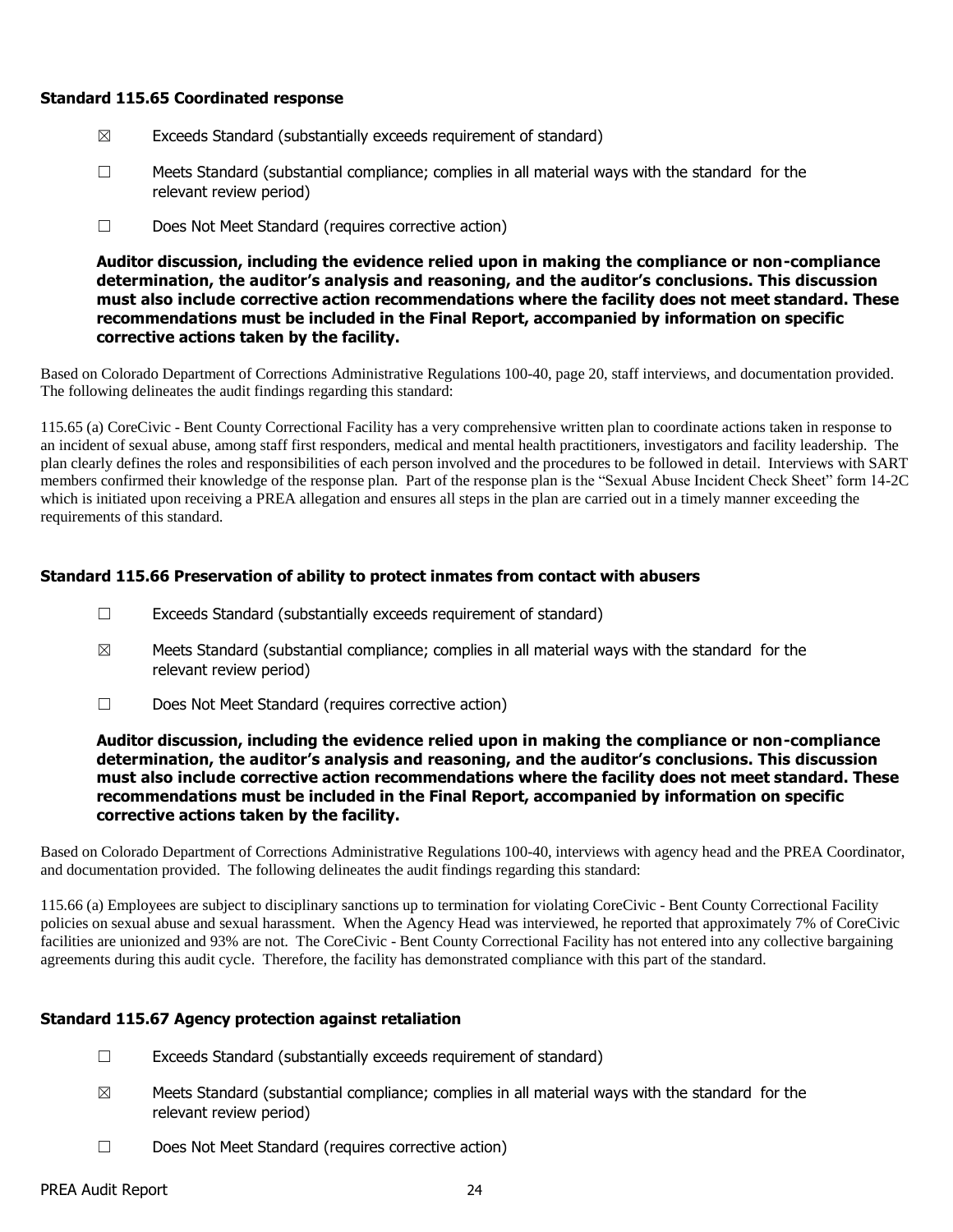### Standard 115.65 Coordinated response

☒ Exceeds Standard (substantially exceeds requirement of standard)

☐ Meets Standard (substantial compliance; complies in all material ways with the standard for the relevant review period)

☐ Does Not Meet Standard (requires corrective action)

**Auditor discussion, including the evidence relied upon in making the compliance or non-compliance determination, the auditor's analysis and reasoning, and the auditor's conclusions. This discussion must also include corrective action recommendations where the facility does not meet standard. These recommendations must be included in the Final Report, accompanied by information on specific corrective actions taken by the facility.**

Based on Colorado Department of Corrections Administrative Regulations 100-40, page 20, staff interviews, and documentation provided. The following delineates the audit findings regarding this standard:

115.65 (a) CoreCivic - Bent County Correctional Facility has a very comprehensive written plan to coordinate actions taken in response to an incident of sexual abuse, among staff first responders, medical and mental health practitioners, investigators and facility leadership. The plan clearly defines the roles and responsibilities of each person involved and the procedures to be followed in detail. Interviews with SART members confirmed their knowledge of the response plan. Part of the response plan is the "Sexual Abuse Incident Check Sheet" form 14-2C which is initiated upon receiving a PREA allegation and ensures all steps in the plan are carried out in a timely manner exceeding the requirements of this standard.

### Standard 115.66 Preservation of ability to protect inmates from contact with abusers

☐ Exceeds Standard (substantially exceeds requirement of standard)

☒ Meets Standard (substantial compliance; complies in all material ways with the standard for the relevant review period)

☐ Does Not Meet Standard (requires corrective action)

**Auditor discussion, including the evidence relied upon in making the compliance or non-compliance determination, the auditor's analysis and reasoning, and the auditor's conclusions. This discussion must also include corrective action recommendations where the facility does not meet standard. These recommendations must be included in the Final Report, accompanied by information on specific corrective actions taken by the facility.**

Based on Colorado Department of Corrections Administrative Regulations 100-40, interviews with agency head and the PREA Coordinator, and documentation provided. The following delineates the audit findings regarding this standard:

115.66 (a) Employees are subject to disciplinary sanctions up to termination for violating CoreCivic - Bent County Correctional Facility policies on sexual abuse and sexual harassment. When the Agency Head was interviewed, he reported that approximately 7% of CoreCivic facilities are unionized and 93% are not. The CoreCivic - Bent County Correctional Facility has not entered into any collective bargaining agreements during this audit cycle. Therefore, the facility has demonstrated compliance with this part of the standard.

### Standard 115.67 Agency protection against retaliation

☐ Exceeds Standard (substantially exceeds requirement of standard)

☒ Meets Standard (substantial compliance; complies in all material ways with the standard for the relevant review period)

☐ Does Not Meet Standard (requires corrective action)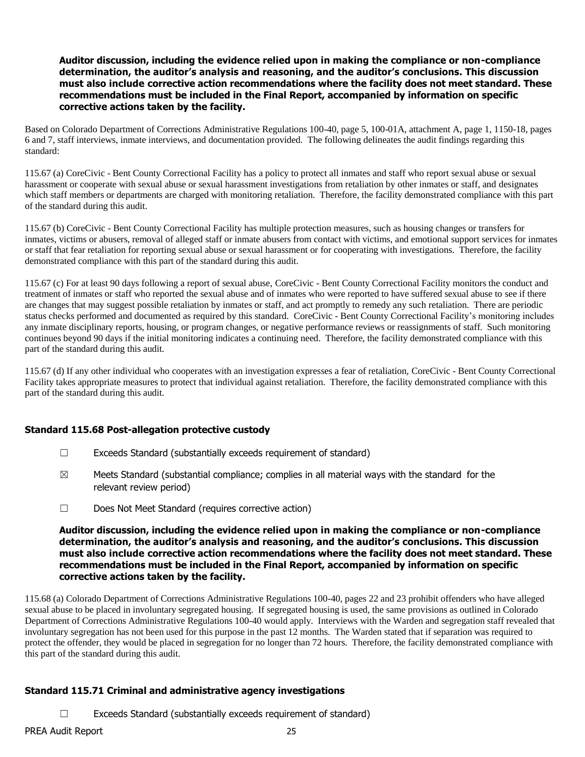**Auditor discussion, including the evidence relied upon in making the compliance or non-compliance determination, the auditor's analysis and reasoning, and the auditor's conclusions. This discussion must also include corrective action recommendations where the facility does not meet standard. These recommendations must be included in the Final Report, accompanied by information on specific corrective actions taken by the facility.**

Based on Colorado Department of Corrections Administrative Regulations 100-40, page 5, 100-01A, attachment A, page 1, 1150-18, pages 6 and 7, staff interviews, inmate interviews, and documentation provided. The following delineates the audit findings regarding this standard:

115.67 (a) CoreCivic - Bent County Correctional Facility has a policy to protect all inmates and staff who report sexual abuse or sexual harassment or cooperate with sexual abuse or sexual harassment investigations from retaliation by other inmates or staff, and designates which staff members or departments are charged with monitoring retaliation. Therefore, the facility demonstrated compliance with this part of the standard during this audit.

115.67 (b) CoreCivic - Bent County Correctional Facility has multiple protection measures, such as housing changes or transfers for inmates, victims or abusers, removal of alleged staff or inmate abusers from contact with victims, and emotional support services for inmates or staff that fear retaliation for reporting sexual abuse or sexual harassment or for cooperating with investigations. Therefore, the facility demonstrated compliance with this part of the standard during this audit.

115.67 (c) For at least 90 days following a report of sexual abuse, CoreCivic - Bent County Correctional Facility monitors the conduct and treatment of inmates or staff who reported the sexual abuse and of inmates who were reported to have suffered sexual abuse to see if there are changes that may suggest possible retaliation by inmates or staff, and act promptly to remedy any such retaliation. There are periodic status checks performed and documented as required by this standard. CoreCivic - Bent County Correctional Facility's monitoring includes any inmate disciplinary reports, housing, or program changes, or negative performance reviews or reassignments of staff. Such monitoring continues beyond 90 days if the initial monitoring indicates a continuing need. Therefore, the facility demonstrated compliance with this part of the standard during this audit.

115.67 (d) If any other individual who cooperates with an investigation expresses a fear of retaliation, CoreCivic - Bent County Correctional Facility takes appropriate measures to protect that individual against retaliation. Therefore, the facility demonstrated compliance with this part of the standard during this audit.

### Standard 115.68 Post-allegation protective custody

☐ Exceeds Standard (substantially exceeds requirement of standard)

☒ Meets Standard (substantial compliance; complies in all material ways with the standard for the relevant review period)

☐ Does Not Meet Standard (requires corrective action)

**Auditor discussion, including the evidence relied upon in making the compliance or non-compliance determination, the auditor's analysis and reasoning, and the auditor's conclusions. This discussion must also include corrective action recommendations where the facility does not meet standard. These recommendations must be included in the Final Report, accompanied by information on specific corrective actions taken by the facility.**

115.68 (a) Colorado Department of Corrections Administrative Regulations 100-40, pages 22 and 23 prohibit offenders who have alleged sexual abuse to be placed in involuntary segregated housing. If segregated housing is used, the same provisions as outlined in Colorado Department of Corrections Administrative Regulations 100-40 would apply. Interviews with the Warden and segregation staff revealed that involuntary segregation has not been used for this purpose in the past 12 months. The Warden stated that if separation was required to protect the offender, they would be placed in segregation for no longer than 72 hours. Therefore, the facility demonstrated compliance with this part of the standard during this audit.

### Standard 115.71 Criminal and administrative agency investigations

☐ Exceeds Standard (substantially exceeds requirement of standard)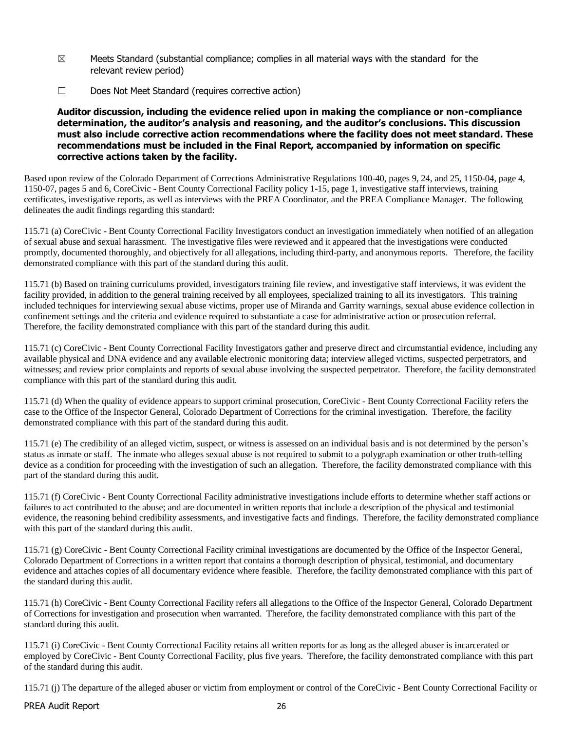☒ Meets Standard (substantial compliance; complies in all material ways with the standard for the relevant review period)

☐ Does Not Meet Standard (requires corrective action)

**Auditor discussion, including the evidence relied upon in making the compliance or non-compliance determination, the auditor's analysis and reasoning, and the auditor's conclusions. This discussion must also include corrective action recommendations where the facility does not meet standard. These recommendations must be included in the Final Report, accompanied by information on specific corrective actions taken by the facility.**

Based upon review of the Colorado Department of Corrections Administrative Regulations 100-40, pages 9, 24, and 25, 1150-04, page 4, 1150-07, pages 5 and 6, CoreCivic - Bent County Correctional Facility policy 1-15, page 1, investigative staff interviews, training certificates, investigative reports, as well as interviews with the PREA Coordinator, and the PREA Compliance Manager. The following delineates the audit findings regarding this standard:

115.71 (a) CoreCivic - Bent County Correctional Facility Investigators conduct an investigation immediately when notified of an allegation of sexual abuse and sexual harassment. The investigative files were reviewed and it appeared that the investigations were conducted promptly, documented thoroughly, and objectively for all allegations, including third-party, and anonymous reports. Therefore, the facility demonstrated compliance with this part of the standard during this audit.

115.71 (b) Based on training curriculums provided, investigators training file review, and investigative staff interviews, it was evident the facility provided, in addition to the general training received by all employees, specialized training to all its investigators. This training included techniques for interviewing sexual abuse victims, proper use of Miranda and Garrity warnings, sexual abuse evidence collection in confinement settings and the criteria and evidence required to substantiate a case for administrative action or prosecution referral. Therefore, the facility demonstrated compliance with this part of the standard during this audit.

115.71 (c) CoreCivic - Bent County Correctional Facility Investigators gather and preserve direct and circumstantial evidence, including any available physical and DNA evidence and any available electronic monitoring data; interview alleged victims, suspected perpetrators, and witnesses; and review prior complaints and reports of sexual abuse involving the suspected perpetrator. Therefore, the facility demonstrated compliance with this part of the standard during this audit.

115.71 (d) When the quality of evidence appears to support criminal prosecution, CoreCivic - Bent County Correctional Facility refers the case to the Office of the Inspector General, Colorado Department of Corrections for the criminal investigation. Therefore, the facility demonstrated compliance with this part of the standard during this audit.

115.71 (e) The credibility of an alleged victim, suspect, or witness is assessed on an individual basis and is not determined by the person's status as inmate or staff. The inmate who alleges sexual abuse is not required to submit to a polygraph examination or other truth-telling device as a condition for proceeding with the investigation of such an allegation. Therefore, the facility demonstrated compliance with this part of the standard during this audit.

115.71 (f) CoreCivic - Bent County Correctional Facility administrative investigations include efforts to determine whether staff actions or failures to act contributed to the abuse; and are documented in written reports that include a description of the physical and testimonial evidence, the reasoning behind credibility assessments, and investigative facts and findings. Therefore, the facility demonstrated compliance with this part of the standard during this audit.

115.71 (g) CoreCivic - Bent County Correctional Facility criminal investigations are documented by the Office of the Inspector General, Colorado Department of Corrections in a written report that contains a thorough description of physical, testimonial, and documentary evidence and attaches copies of all documentary evidence where feasible. Therefore, the facility demonstrated compliance with this part of the standard during this audit.

115.71 (h) CoreCivic - Bent County Correctional Facility refers all allegations to the Office of the Inspector General, Colorado Department of Corrections for investigation and prosecution when warranted. Therefore, the facility demonstrated compliance with this part of the standard during this audit.

115.71 (i) CoreCivic - Bent County Correctional Facility retains all written reports for as long as the alleged abuser is incarcerated or employed by CoreCivic - Bent County Correctional Facility, plus five years. Therefore, the facility demonstrated compliance with this part of the standard during this audit.

115.71 (j) The departure of the alleged abuser or victim from employment or control of the CoreCivic - Bent County Correctional Facility or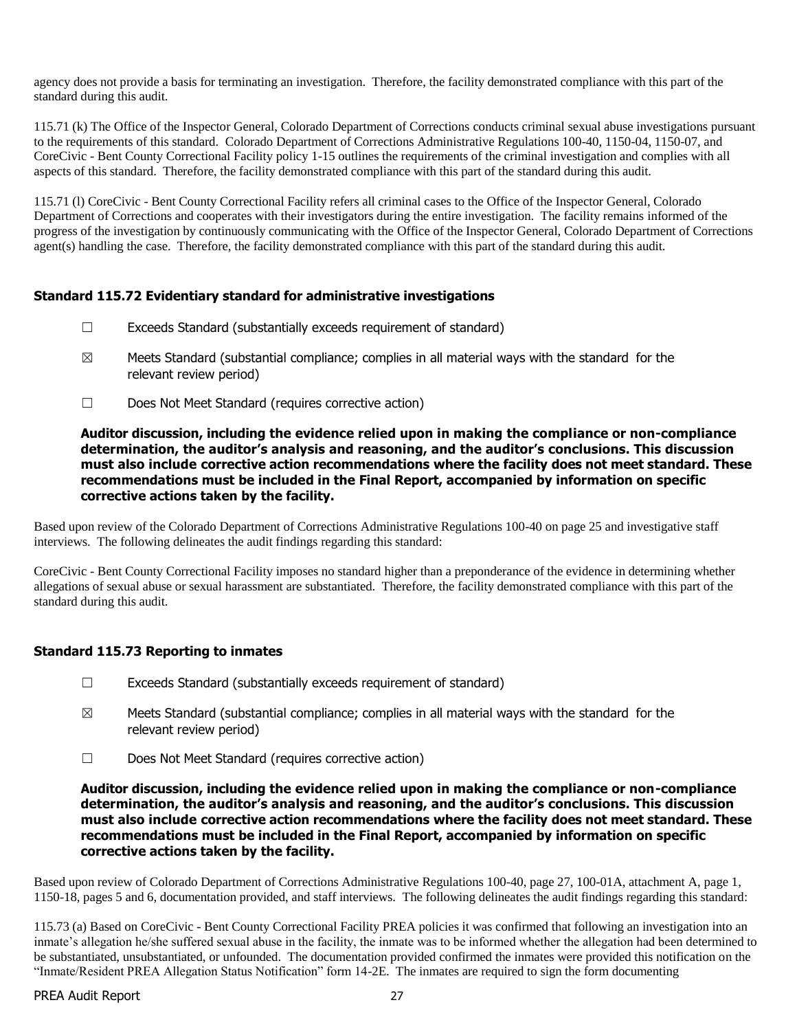agency does not provide a basis for terminating an investigation. Therefore, the facility demonstrated compliance with this part of the standard during this audit.

115.71 (k) The Office of the Inspector General, Colorado Department of Corrections conducts criminal sexual abuse investigations pursuant to the requirements of this standard. Colorado Department of Corrections Administrative Regulations 100-40, 1150-04, 1150-07, and CoreCivic - Bent County Correctional Facility policy 1-15 outlines the requirements of the criminal investigation and complies with all aspects of this standard. Therefore, the facility demonstrated compliance with this part of the standard during this audit.

115.71 (l) CoreCivic - Bent County Correctional Facility refers all criminal cases to the Office of the Inspector General, Colorado Department of Corrections and cooperates with their investigators during the entire investigation. The facility remains informed of the progress of the investigation by continuously communicating with the Office of the Inspector General, Colorado Department of Corrections agent(s) handling the case. Therefore, the facility demonstrated compliance with this part of the standard during this audit.

### Standard 115.72 Evidentiary standard for administrative investigations

☐ Exceeds Standard (substantially exceeds requirement of standard)

☒ Meets Standard (substantial compliance; complies in all material ways with the standard for the relevant review period)

☐ Does Not Meet Standard (requires corrective action)

**Auditor discussion, including the evidence relied upon in making the compliance or non-compliance determination, the auditor's analysis and reasoning, and the auditor's conclusions. This discussion must also include corrective action recommendations where the facility does not meet standard. These recommendations must be included in the Final Report, accompanied by information on specific corrective actions taken by the facility.**

Based upon review of the Colorado Department of Corrections Administrative Regulations 100-40 on page 25 and investigative staff interviews. The following delineates the audit findings regarding this standard:

CoreCivic - Bent County Correctional Facility imposes no standard higher than a preponderance of the evidence in determining whether allegations of sexual abuse or sexual harassment are substantiated. Therefore, the facility demonstrated compliance with this part of the standard during this audit.

### Standard 115.73 Reporting to inmates

☐ Exceeds Standard (substantially exceeds requirement of standard)

☒ Meets Standard (substantial compliance; complies in all material ways with the standard for the relevant review period)

☐ Does Not Meet Standard (requires corrective action)

**Auditor discussion, including the evidence relied upon in making the compliance or non-compliance determination, the auditor's analysis and reasoning, and the auditor's conclusions. This discussion must also include corrective action recommendations where the facility does not meet standard. These recommendations must be included in the Final Report, accompanied by information on specific corrective actions taken by the facility.**

Based upon review of Colorado Department of Corrections Administrative Regulations 100-40, page 27, 100-01A, attachment A, page 1, 1150-18, pages 5 and 6, documentation provided, and staff interviews. The following delineates the audit findings regarding this standard:

115.73 (a) Based on CoreCivic - Bent County Correctional Facility PREA policies it was confirmed that following an investigation into an inmate's allegation he/she suffered sexual abuse in the facility, the inmate was to be informed whether the allegation had been determined to be substantiated, unsubstantiated, or unfounded. The documentation provided confirmed the inmates were provided this notification on the "Inmate/Resident PREA Allegation Status Notification" form 14-2E. The inmates are required to sign the form documenting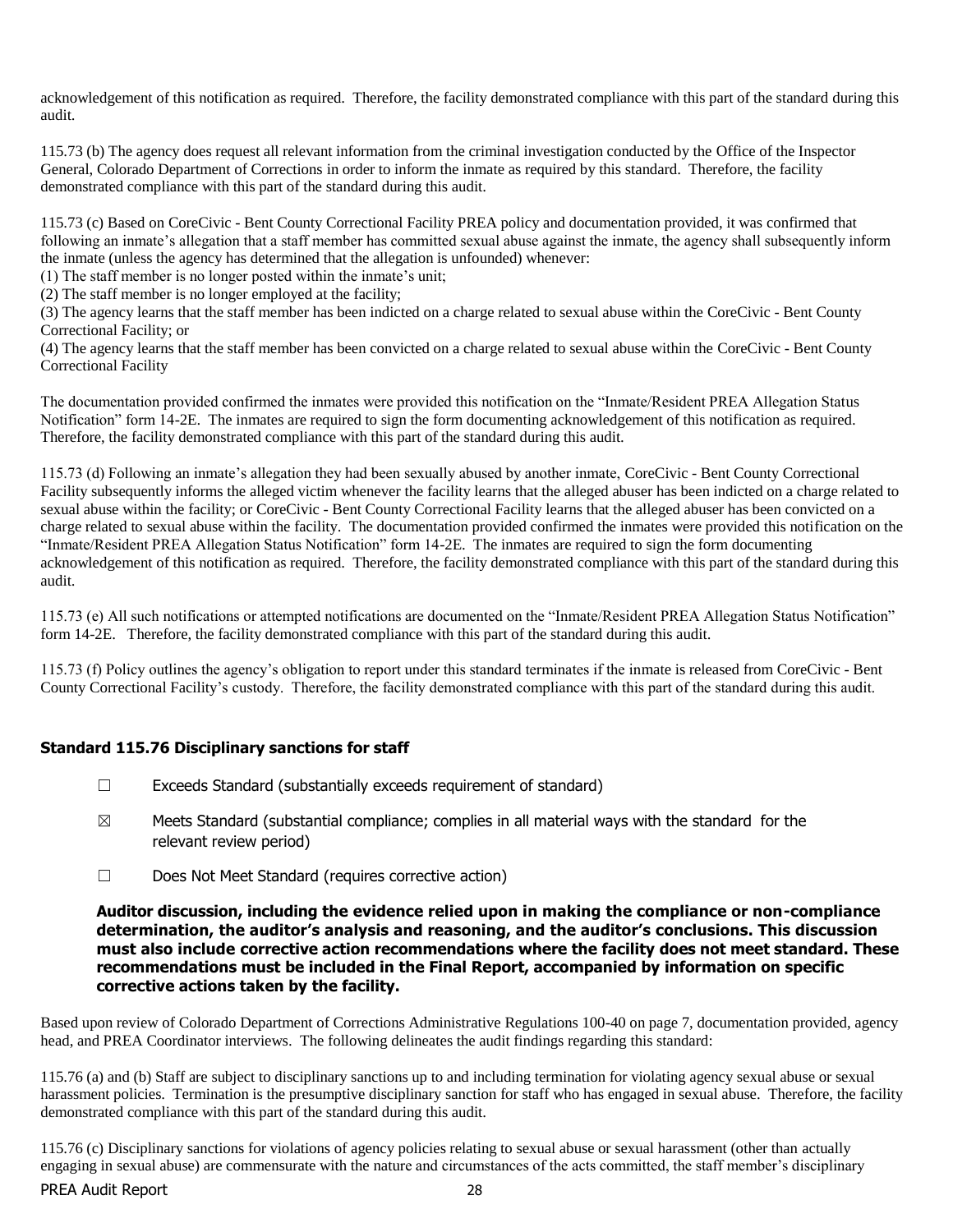acknowledgement of this notification as required. Therefore, the facility demonstrated compliance with this part of the standard during this audit.

115.73 (b) The agency does request all relevant information from the criminal investigation conducted by the Office of the Inspector General, Colorado Department of Corrections in order to inform the inmate as required by this standard. Therefore, the facility demonstrated compliance with this part of the standard during this audit.

115.73 (c) Based on CoreCivic - Bent County Correctional Facility PREA policy and documentation provided, it was confirmed that following an inmate's allegation that a staff member has committed sexual abuse against the inmate, the agency shall subsequently inform the inmate (unless the agency has determined that the allegation is unfounded) whenever:

(1) The staff member is no longer posted within the inmate's unit;

(2) The staff member is no longer employed at the facility;

(3) The agency learns that the staff member has been indicted on a charge related to sexual abuse within the CoreCivic - Bent County Correctional Facility; or

(4) The agency learns that the staff member has been convicted on a charge related to sexual abuse within the CoreCivic - Bent County Correctional Facility

The documentation provided confirmed the inmates were provided this notification on the "Inmate/Resident PREA Allegation Status Notification" form 14-2E. The inmates are required to sign the form documenting acknowledgement of this notification as required. Therefore, the facility demonstrated compliance with this part of the standard during this audit.

115.73 (d) Following an inmate's allegation they had been sexually abused by another inmate, CoreCivic - Bent County Correctional Facility subsequently informs the alleged victim whenever the facility learns that the alleged abuser has been indicted on a charge related to sexual abuse within the facility; or CoreCivic - Bent County Correctional Facility learns that the alleged abuser has been convicted on a charge related to sexual abuse within the facility. The documentation provided confirmed the inmates were provided this notification on the "Inmate/Resident PREA Allegation Status Notification" form 14-2E. The inmates are required to sign the form documenting acknowledgement of this notification as required. Therefore, the facility demonstrated compliance with this part of the standard during this audit.

115.73 (e) All such notifications or attempted notifications are documented on the "Inmate/Resident PREA Allegation Status Notification" form 14-2E. Therefore, the facility demonstrated compliance with this part of the standard during this audit.

115.73 (f) Policy outlines the agency's obligation to report under this standard terminates if the inmate is released from CoreCivic - Bent County Correctional Facility's custody. Therefore, the facility demonstrated compliance with this part of the standard during this audit.

### Standard 115.76 Disciplinary sanctions for staff

☐ Exceeds Standard (substantially exceeds requirement of standard)

☒ Meets Standard (substantial compliance; complies in all material ways with the standard for the relevant review period)

☐ Does Not Meet Standard (requires corrective action)

**Auditor discussion, including the evidence relied upon in making the compliance or non-compliance determination, the auditor's analysis and reasoning, and the auditor's conclusions. This discussion must also include corrective action recommendations where the facility does not meet standard. These recommendations must be included in the Final Report, accompanied by information on specific corrective actions taken by the facility.**

Based upon review of Colorado Department of Corrections Administrative Regulations 100-40 on page 7, documentation provided, agency head, and PREA Coordinator interviews. The following delineates the audit findings regarding this standard:

115.76 (a) and (b) Staff are subject to disciplinary sanctions up to and including termination for violating agency sexual abuse or sexual harassment policies. Termination is the presumptive disciplinary sanction for staff who has engaged in sexual abuse. Therefore, the facility demonstrated compliance with this part of the standard during this audit.

115.76 (c) Disciplinary sanctions for violations of agency policies relating to sexual abuse or sexual harassment (other than actually engaging in sexual abuse) are commensurate with the nature and circumstances of the acts committed, the staff member's disciplinary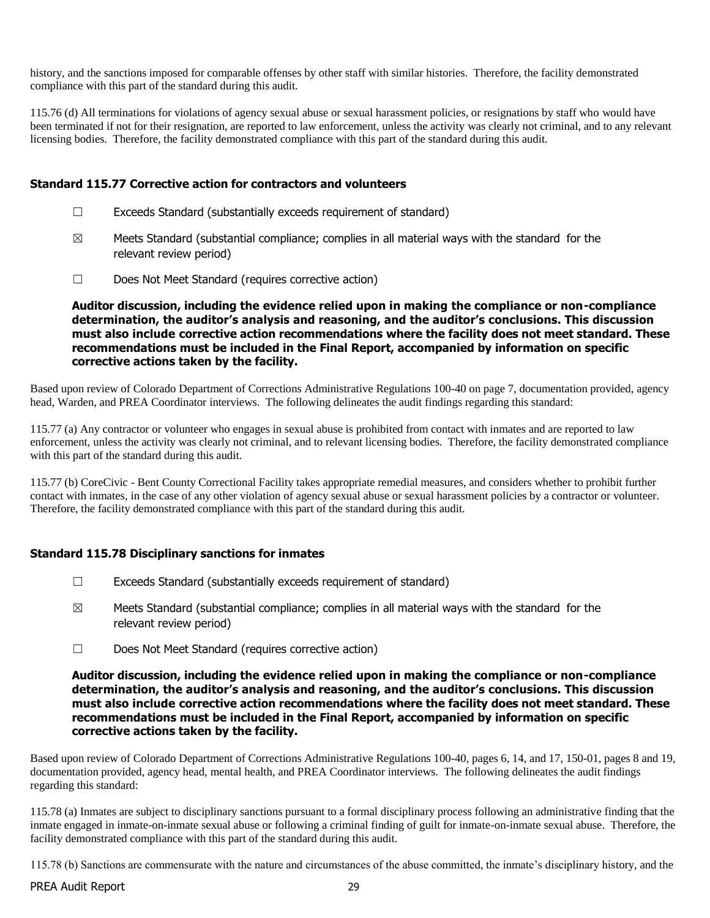history, and the sanctions imposed for comparable offenses by other staff with similar histories. Therefore, the facility demonstrated compliance with this part of the standard during this audit.

115.76 (d) All terminations for violations of agency sexual abuse or sexual harassment policies, or resignations by staff who would have been terminated if not for their resignation, are reported to law enforcement, unless the activity was clearly not criminal, and to any relevant licensing bodies. Therefore, the facility demonstrated compliance with this part of the standard during this audit.

### Standard 115.77 Corrective action for contractors and volunteers

☐ Exceeds Standard (substantially exceeds requirement of standard)

☒ Meets Standard (substantial compliance; complies in all material ways with the standard for the relevant review period)

☐ Does Not Meet Standard (requires corrective action)

**Auditor discussion, including the evidence relied upon in making the compliance or non-compliance determination, the auditor's analysis and reasoning, and the auditor's conclusions. This discussion must also include corrective action recommendations where the facility does not meet standard. These recommendations must be included in the Final Report, accompanied by information on specific corrective actions taken by the facility.**

Based upon review of Colorado Department of Corrections Administrative Regulations 100-40 on page 7, documentation provided, agency head, Warden, and PREA Coordinator interviews. The following delineates the audit findings regarding this standard:

115.77 (a) Any contractor or volunteer who engages in sexual abuse is prohibited from contact with inmates and are reported to law enforcement, unless the activity was clearly not criminal, and to relevant licensing bodies. Therefore, the facility demonstrated compliance with this part of the standard during this audit.

115.77 (b) CoreCivic - Bent County Correctional Facility takes appropriate remedial measures, and considers whether to prohibit further contact with inmates, in the case of any other violation of agency sexual abuse or sexual harassment policies by a contractor or volunteer. Therefore, the facility demonstrated compliance with this part of the standard during this audit.

### Standard 115.78 Disciplinary sanctions for inmates

☐ Exceeds Standard (substantially exceeds requirement of standard)

☒ Meets Standard (substantial compliance; complies in all material ways with the standard for the relevant review period)

☐ Does Not Meet Standard (requires corrective action)

**Auditor discussion, including the evidence relied upon in making the compliance or non-compliance determination, the auditor's analysis and reasoning, and the auditor's conclusions. This discussion must also include corrective action recommendations where the facility does not meet standard. These recommendations must be included in the Final Report, accompanied by information on specific corrective actions taken by the facility.**

Based upon review of Colorado Department of Corrections Administrative Regulations 100-40, pages 6, 14, and 17, 150-01, pages 8 and 19, documentation provided, agency head, mental health, and PREA Coordinator interviews. The following delineates the audit findings regarding this standard:

115.78 (a) Inmates are subject to disciplinary sanctions pursuant to a formal disciplinary process following an administrative finding that the inmate engaged in inmate-on-inmate sexual abuse or following a criminal finding of guilt for inmate-on-inmate sexual abuse. Therefore, the facility demonstrated compliance with this part of the standard during this audit.

115.78 (b) Sanctions are commensurate with the nature and circumstances of the abuse committed, the inmate's disciplinary history, and the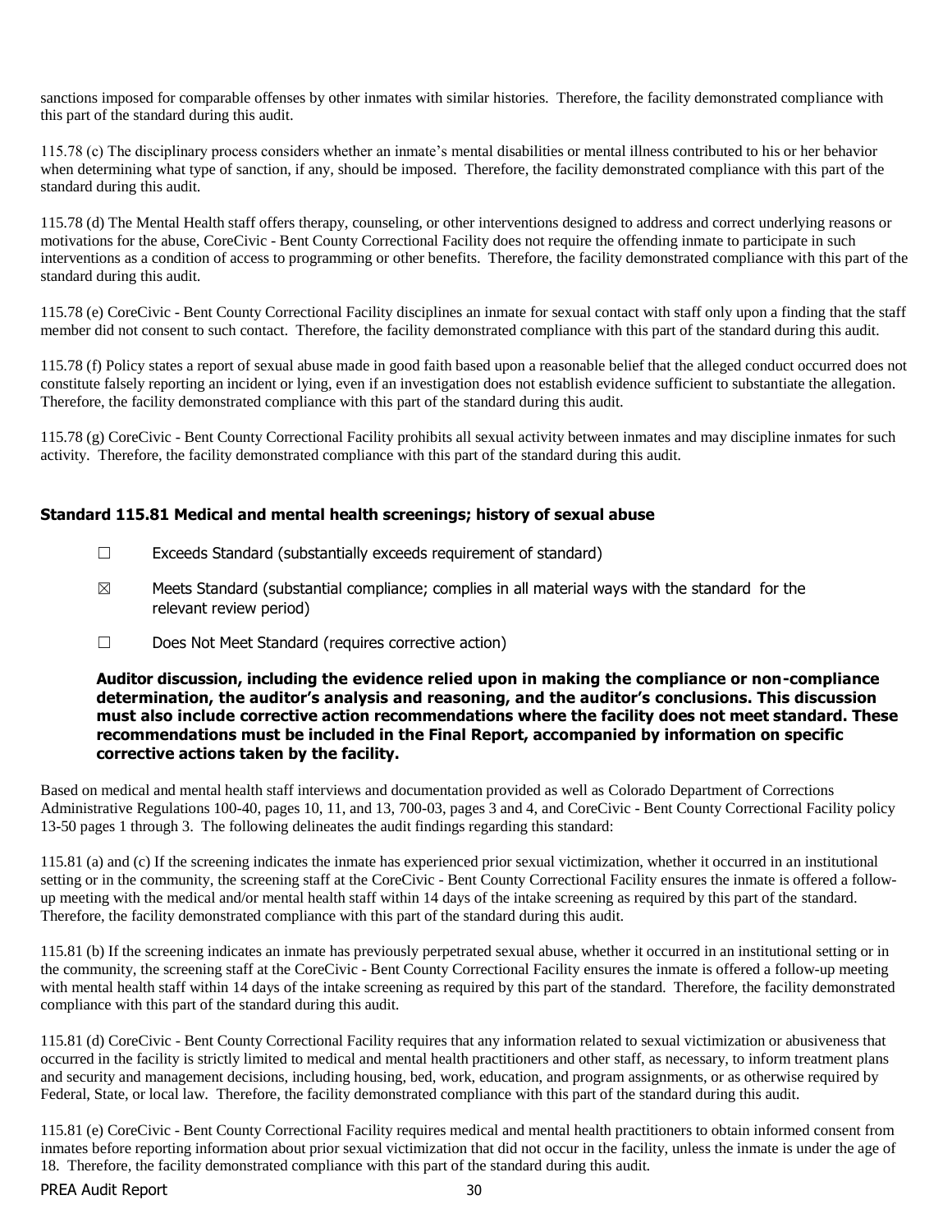sanctions imposed for comparable offenses by other inmates with similar histories. Therefore, the facility demonstrated compliance with this part of the standard during this audit.

115.78 (c) The disciplinary process considers whether an inmate's mental disabilities or mental illness contributed to his or her behavior when determining what type of sanction, if any, should be imposed. Therefore, the facility demonstrated compliance with this part of the standard during this audit.

115.78 (d) The Mental Health staff offers therapy, counseling, or other interventions designed to address and correct underlying reasons or motivations for the abuse, CoreCivic - Bent County Correctional Facility does not require the offending inmate to participate in such interventions as a condition of access to programming or other benefits. Therefore, the facility demonstrated compliance with this part of the standard during this audit.

115.78 (e) CoreCivic - Bent County Correctional Facility disciplines an inmate for sexual contact with staff only upon a finding that the staff member did not consent to such contact. Therefore, the facility demonstrated compliance with this part of the standard during this audit.

115.78 (f) Policy states a report of sexual abuse made in good faith based upon a reasonable belief that the alleged conduct occurred does not constitute falsely reporting an incident or lying, even if an investigation does not establish evidence sufficient to substantiate the allegation. Therefore, the facility demonstrated compliance with this part of the standard during this audit.

115.78 (g) CoreCivic - Bent County Correctional Facility prohibits all sexual activity between inmates and may discipline inmates for such activity. Therefore, the facility demonstrated compliance with this part of the standard during this audit.

### Standard 115.81 Medical and mental health screenings; history of sexual abuse

☐ Exceeds Standard (substantially exceeds requirement of standard)

☒ Meets Standard (substantial compliance; complies in all material ways with the standard for the relevant review period)

☐ Does Not Meet Standard (requires corrective action)

**Auditor discussion, including the evidence relied upon in making the compliance or non-compliance determination, the auditor's analysis and reasoning, and the auditor's conclusions. This discussion must also include corrective action recommendations where the facility does not meet standard. These recommendations must be included in the Final Report, accompanied by information on specific corrective actions taken by the facility.**

Based on medical and mental health staff interviews and documentation provided as well as Colorado Department of Corrections Administrative Regulations 100-40, pages 10, 11, and 13, 700-03, pages 3 and 4, and CoreCivic - Bent County Correctional Facility policy 13-50 pages 1 through 3. The following delineates the audit findings regarding this standard:

115.81 (a) and (c) If the screening indicates the inmate has experienced prior sexual victimization, whether it occurred in an institutional setting or in the community, the screening staff at the CoreCivic - Bent County Correctional Facility ensures the inmate is offered a follow-up meeting with the medical and/or mental health staff within 14 days of the intake screening as required by this part of the standard. Therefore, the facility demonstrated compliance with this part of the standard during this audit.

115.81 (b) If the screening indicates an inmate has previously perpetrated sexual abuse, whether it occurred in an institutional setting or in the community, the screening staff at the CoreCivic - Bent County Correctional Facility ensures the inmate is offered a follow-up meeting with mental health staff within 14 days of the intake screening as required by this part of the standard. Therefore, the facility demonstrated compliance with this part of the standard during this audit.

115.81 (d) CoreCivic - Bent County Correctional Facility requires that any information related to sexual victimization or abusiveness that occurred in the facility is strictly limited to medical and mental health practitioners and other staff, as necessary, to inform treatment plans and security and management decisions, including housing, bed, work, education, and program assignments, or as otherwise required by Federal, State, or local law. Therefore, the facility demonstrated compliance with this part of the standard during this audit.

115.81 (e) CoreCivic - Bent County Correctional Facility requires medical and mental health practitioners to obtain informed consent from inmates before reporting information about prior sexual victimization that did not occur in the facility, unless the inmate is under the age of 18. Therefore, the facility demonstrated compliance with this part of the standard during this audit.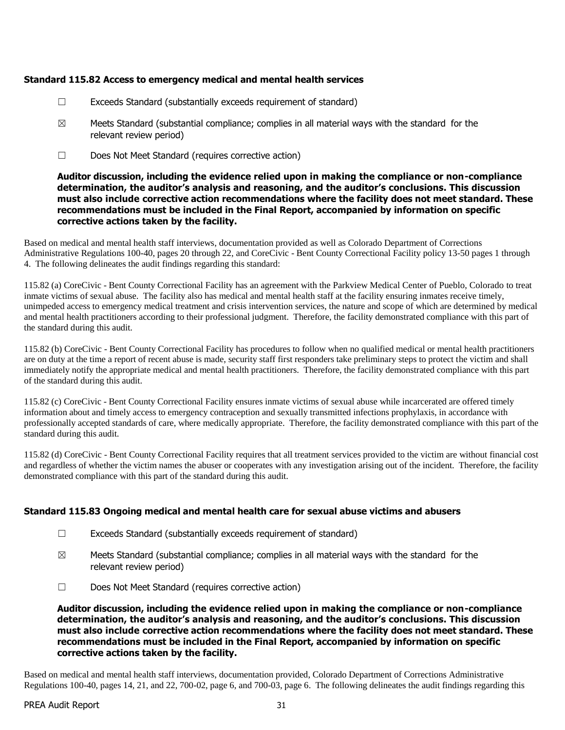### Standard 115.82 Access to emergency medical and mental health services

☐ Exceeds Standard (substantially exceeds requirement of standard)

☒ Meets Standard (substantial compliance; complies in all material ways with the standard for the relevant review period)

☐ Does Not Meet Standard (requires corrective action)

**Auditor discussion, including the evidence relied upon in making the compliance or non-compliance determination, the auditor's analysis and reasoning, and the auditor's conclusions. This discussion must also include corrective action recommendations where the facility does not meet standard. These recommendations must be included in the Final Report, accompanied by information on specific corrective actions taken by the facility.**

Based on medical and mental health staff interviews, documentation provided as well as Colorado Department of Corrections Administrative Regulations 100-40, pages 20 through 22, and CoreCivic - Bent County Correctional Facility policy 13-50 pages 1 through 4. The following delineates the audit findings regarding this standard:

115.82 (a) CoreCivic - Bent County Correctional Facility has an agreement with the Parkview Medical Center of Pueblo, Colorado to treat inmate victims of sexual abuse. The facility also has medical and mental health staff at the facility ensuring inmates receive timely, unimpeded access to emergency medical treatment and crisis intervention services, the nature and scope of which are determined by medical and mental health practitioners according to their professional judgment. Therefore, the facility demonstrated compliance with this part of the standard during this audit.

115.82 (b) CoreCivic - Bent County Correctional Facility has procedures to follow when no qualified medical or mental health practitioners are on duty at the time a report of recent abuse is made, security staff first responders take preliminary steps to protect the victim and shall immediately notify the appropriate medical and mental health practitioners. Therefore, the facility demonstrated compliance with this part of the standard during this audit.

115.82 (c) CoreCivic - Bent County Correctional Facility ensures inmate victims of sexual abuse while incarcerated are offered timely information about and timely access to emergency contraception and sexually transmitted infections prophylaxis, in accordance with professionally accepted standards of care, where medically appropriate. Therefore, the facility demonstrated compliance with this part of the standard during this audit.

115.82 (d) CoreCivic - Bent County Correctional Facility requires that all treatment services provided to the victim are without financial cost and regardless of whether the victim names the abuser or cooperates with any investigation arising out of the incident. Therefore, the facility demonstrated compliance with this part of the standard during this audit.

### Standard 115.83 Ongoing medical and mental health care for sexual abuse victims and abusers

☐ Exceeds Standard (substantially exceeds requirement of standard)

☒ Meets Standard (substantial compliance; complies in all material ways with the standard for the relevant review period)

☐ Does Not Meet Standard (requires corrective action)

**Auditor discussion, including the evidence relied upon in making the compliance or non-compliance determination, the auditor's analysis and reasoning, and the auditor's conclusions. This discussion must also include corrective action recommendations where the facility does not meet standard. These recommendations must be included in the Final Report, accompanied by information on specific corrective actions taken by the facility.**

Based on medical and mental health staff interviews, documentation provided, Colorado Department of Corrections Administrative Regulations 100-40, pages 14, 21, and 22, 700-02, page 6, and 700-03, page 6. The following delineates the audit findings regarding this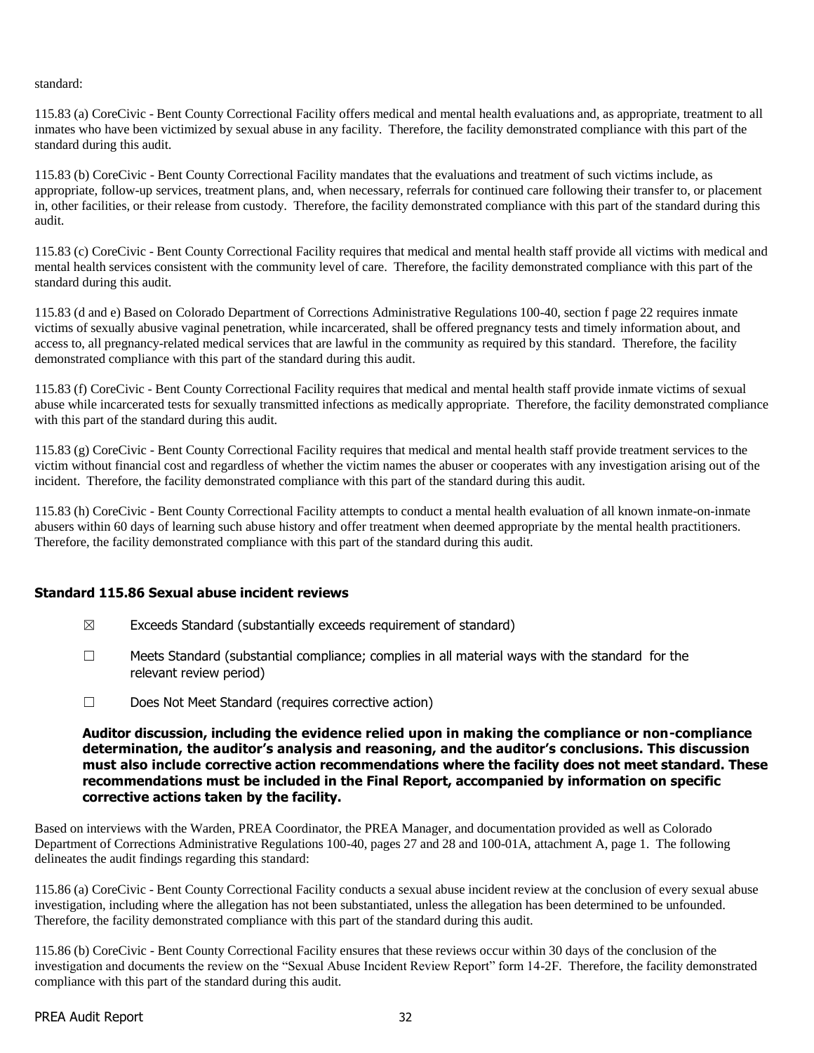standard:

115.83 (a) CoreCivic - Bent County Correctional Facility offers medical and mental health evaluations and, as appropriate, treatment to all inmates who have been victimized by sexual abuse in any facility. Therefore, the facility demonstrated compliance with this part of the standard during this audit.

115.83 (b) CoreCivic - Bent County Correctional Facility mandates that the evaluations and treatment of such victims include, as appropriate, follow-up services, treatment plans, and, when necessary, referrals for continued care following their transfer to, or placement in, other facilities, or their release from custody. Therefore, the facility demonstrated compliance with this part of the standard during this audit.

115.83 (c) CoreCivic - Bent County Correctional Facility requires that medical and mental health staff provide all victims with medical and mental health services consistent with the community level of care. Therefore, the facility demonstrated compliance with this part of the standard during this audit.

115.83 (d and e) Based on Colorado Department of Corrections Administrative Regulations 100-40, section f page 22 requires inmate victims of sexually abusive vaginal penetration, while incarcerated, shall be offered pregnancy tests and timely information about, and access to, all pregnancy-related medical services that are lawful in the community as required by this standard. Therefore, the facility demonstrated compliance with this part of the standard during this audit.

115.83 (f) CoreCivic - Bent County Correctional Facility requires that medical and mental health staff provide inmate victims of sexual abuse while incarcerated tests for sexually transmitted infections as medically appropriate. Therefore, the facility demonstrated compliance with this part of the standard during this audit.

115.83 (g) CoreCivic - Bent County Correctional Facility requires that medical and mental health staff provide treatment services to the victim without financial cost and regardless of whether the victim names the abuser or cooperates with any investigation arising out of the incident. Therefore, the facility demonstrated compliance with this part of the standard during this audit.

115.83 (h) CoreCivic - Bent County Correctional Facility attempts to conduct a mental health evaluation of all known inmate-on-inmate abusers within 60 days of learning such abuse history and offer treatment when deemed appropriate by the mental health practitioners. Therefore, the facility demonstrated compliance with this part of the standard during this audit.

### Standard 115.86 Sexual abuse incident reviews

- ☒ Exceeds Standard (substantially exceeds requirement of standard)
- ☐ Meets Standard (substantial compliance; complies in all material ways with the standard for the relevant review period)
- ☐ Does Not Meet Standard (requires corrective action)

**Auditor discussion, including the evidence relied upon in making the compliance or non-compliance determination, the auditor's analysis and reasoning, and the auditor's conclusions. This discussion must also include corrective action recommendations where the facility does not meet standard. These recommendations must be included in the Final Report, accompanied by information on specific corrective actions taken by the facility.**

Based on interviews with the Warden, PREA Coordinator, the PREA Manager, and documentation provided as well as Colorado Department of Corrections Administrative Regulations 100-40, pages 27 and 28 and 100-01A, attachment A, page 1. The following delineates the audit findings regarding this standard:

115.86 (a) CoreCivic - Bent County Correctional Facility conducts a sexual abuse incident review at the conclusion of every sexual abuse investigation, including where the allegation has not been substantiated, unless the allegation has been determined to be unfounded. Therefore, the facility demonstrated compliance with this part of the standard during this audit.

115.86 (b) CoreCivic - Bent County Correctional Facility ensures that these reviews occur within 30 days of the conclusion of the investigation and documents the review on the "Sexual Abuse Incident Review Report" form 14-2F. Therefore, the facility demonstrated compliance with this part of the standard during this audit.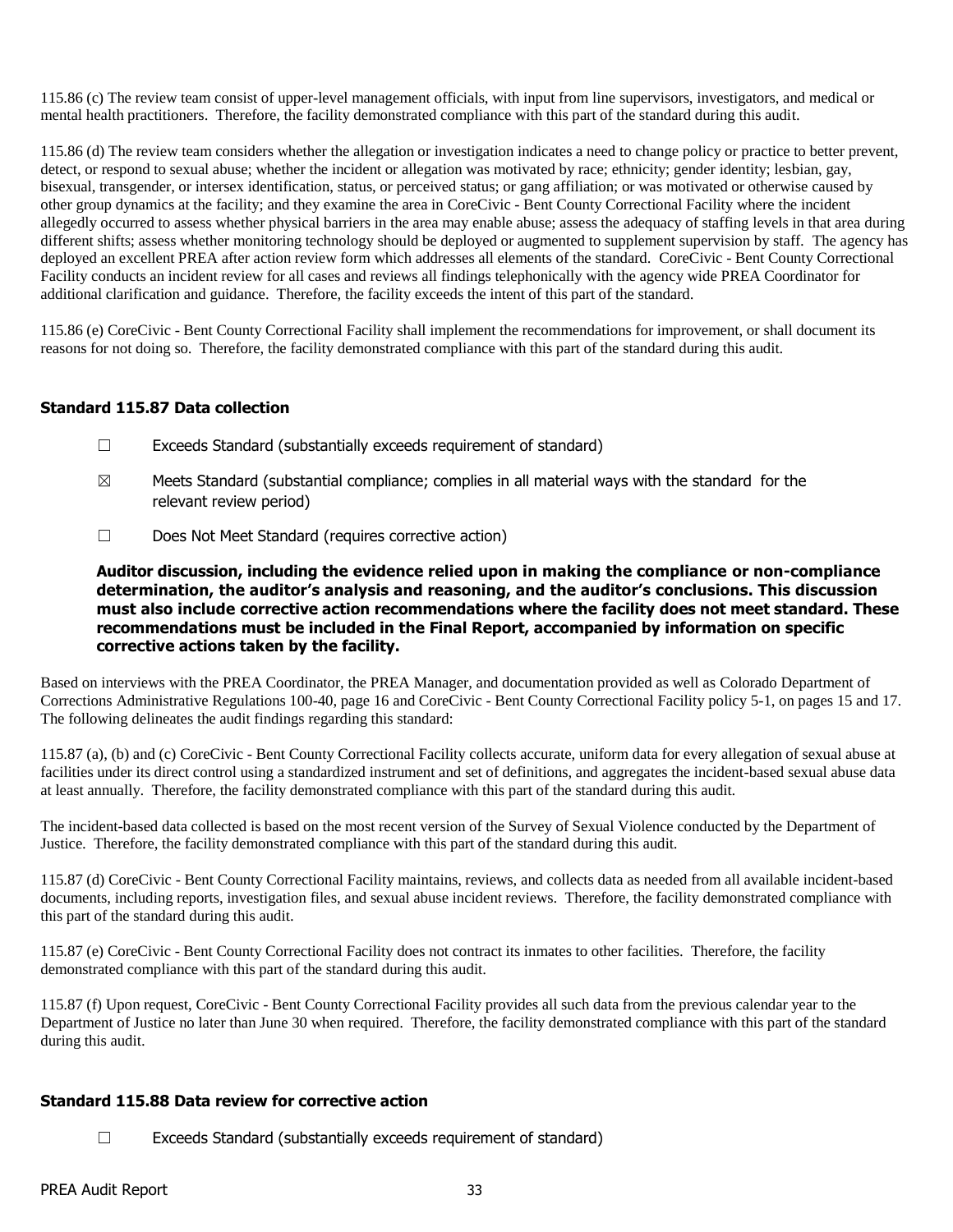115.86 (c) The review team consist of upper-level management officials, with input from line supervisors, investigators, and medical or mental health practitioners. Therefore, the facility demonstrated compliance with this part of the standard during this audit.

115.86 (d) The review team considers whether the allegation or investigation indicates a need to change policy or practice to better prevent, detect, or respond to sexual abuse; whether the incident or allegation was motivated by race; ethnicity; gender identity; lesbian, gay, bisexual, transgender, or intersex identification, status, or perceived status; or gang affiliation; or was motivated or otherwise caused by other group dynamics at the facility; and they examine the area in CoreCivic - Bent County Correctional Facility where the incident allegedly occurred to assess whether physical barriers in the area may enable abuse; assess the adequacy of staffing levels in that area during different shifts; assess whether monitoring technology should be deployed or augmented to supplement supervision by staff. The agency has deployed an excellent PREA after action review form which addresses all elements of the standard. CoreCivic - Bent County Correctional Facility conducts an incident review for all cases and reviews all findings telephonically with the agency wide PREA Coordinator for additional clarification and guidance. Therefore, the facility exceeds the intent of this part of the standard.

115.86 (e) CoreCivic - Bent County Correctional Facility shall implement the recommendations for improvement, or shall document its reasons for not doing so. Therefore, the facility demonstrated compliance with this part of the standard during this audit.

### Standard 115.87 Data collection

☐ Exceeds Standard (substantially exceeds requirement of standard)

☒ Meets Standard (substantial compliance; complies in all material ways with the standard for the relevant review period)

☐ Does Not Meet Standard (requires corrective action)

**Auditor discussion, including the evidence relied upon in making the compliance or non-compliance determination, the auditor's analysis and reasoning, and the auditor's conclusions. This discussion must also include corrective action recommendations where the facility does not meet standard. These recommendations must be included in the Final Report, accompanied by information on specific corrective actions taken by the facility.**

Based on interviews with the PREA Coordinator, the PREA Manager, and documentation provided as well as Colorado Department of Corrections Administrative Regulations 100-40, page 16 and CoreCivic - Bent County Correctional Facility policy 5-1, on pages 15 and 17. The following delineates the audit findings regarding this standard:

115.87 (a), (b) and (c) CoreCivic - Bent County Correctional Facility collects accurate, uniform data for every allegation of sexual abuse at facilities under its direct control using a standardized instrument and set of definitions, and aggregates the incident-based sexual abuse data at least annually. Therefore, the facility demonstrated compliance with this part of the standard during this audit.

The incident-based data collected is based on the most recent version of the Survey of Sexual Violence conducted by the Department of Justice. Therefore, the facility demonstrated compliance with this part of the standard during this audit.

115.87 (d) CoreCivic - Bent County Correctional Facility maintains, reviews, and collects data as needed from all available incident-based documents, including reports, investigation files, and sexual abuse incident reviews. Therefore, the facility demonstrated compliance with this part of the standard during this audit.

115.87 (e) CoreCivic - Bent County Correctional Facility does not contract its inmates to other facilities. Therefore, the facility demonstrated compliance with this part of the standard during this audit.

115.87 (f) Upon request, CoreCivic - Bent County Correctional Facility provides all such data from the previous calendar year to the Department of Justice no later than June 30 when required. Therefore, the facility demonstrated compliance with this part of the standard during this audit.

### Standard 115.88 Data review for corrective action

☐ Exceeds Standard (substantially exceeds requirement of standard)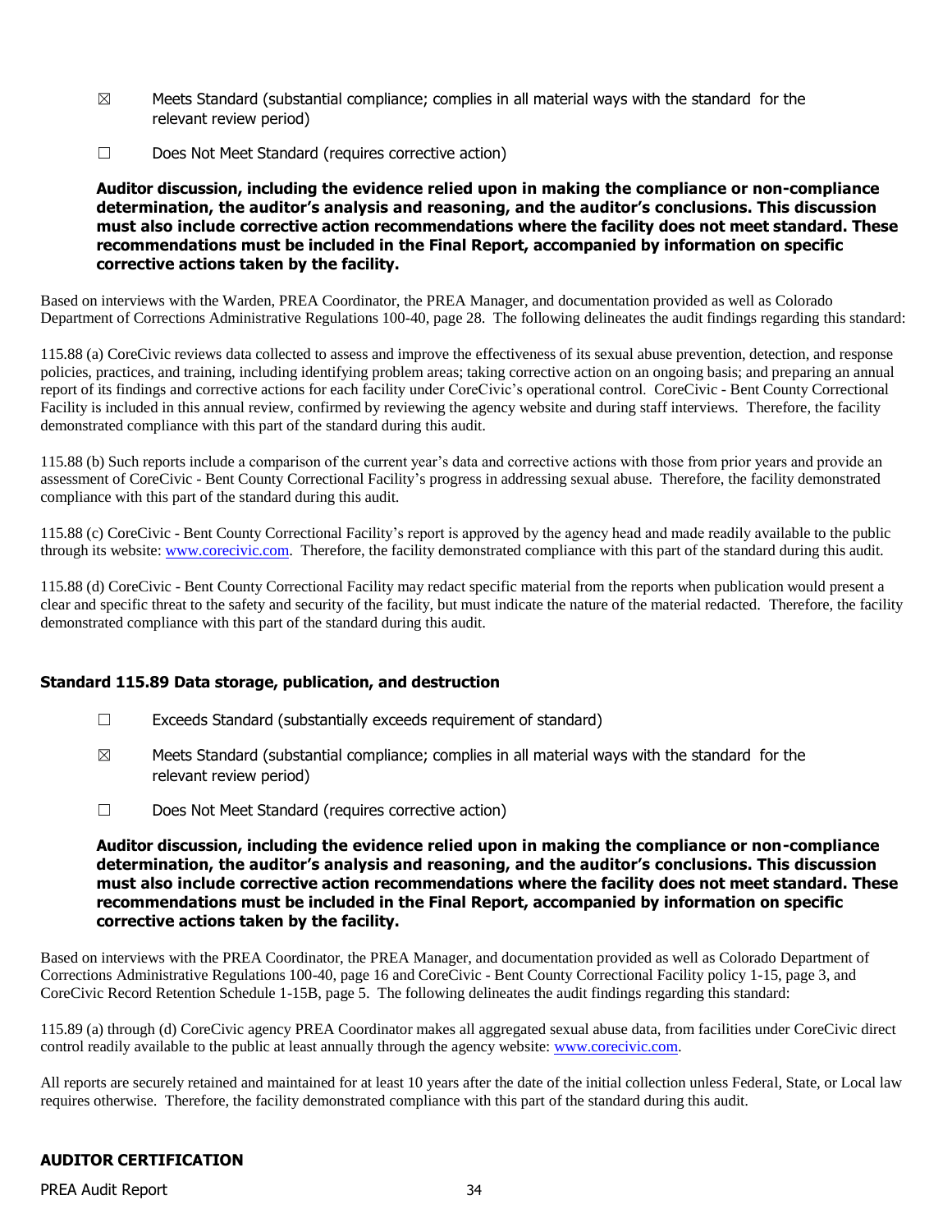☒ Meets Standard (substantial compliance; complies in all material ways with the standard for the relevant review period)

☐ Does Not Meet Standard (requires corrective action)

**Auditor discussion, including the evidence relied upon in making the compliance or non-compliance determination, the auditor's analysis and reasoning, and the auditor's conclusions. This discussion must also include corrective action recommendations where the facility does not meet standard. These recommendations must be included in the Final Report, accompanied by information on specific corrective actions taken by the facility.**

Based on interviews with the Warden, PREA Coordinator, the PREA Manager, and documentation provided as well as Colorado Department of Corrections Administrative Regulations 100-40, page 28. The following delineates the audit findings regarding this standard:

115.88 (a) CoreCivic reviews data collected to assess and improve the effectiveness of its sexual abuse prevention, detection, and response policies, practices, and training, including identifying problem areas; taking corrective action on an ongoing basis; and preparing an annual report of its findings and corrective actions for each facility under CoreCivic's operational control. CoreCivic - Bent County Correctional Facility is included in this annual review, confirmed by reviewing the agency website and during staff interviews. Therefore, the facility demonstrated compliance with this part of the standard during this audit.

115.88 (b) Such reports include a comparison of the current year's data and corrective actions with those from prior years and provide an assessment of CoreCivic - Bent County Correctional Facility's progress in addressing sexual abuse. Therefore, the facility demonstrated compliance with this part of the standard during this audit.

115.88 (c) CoreCivic - Bent County Correctional Facility's report is approved by the agency head and made readily available to the public through its website: www.corecivic.com. Therefore, the facility demonstrated compliance with this part of the standard during this audit.

115.88 (d) CoreCivic - Bent County Correctional Facility may redact specific material from the reports when publication would present a clear and specific threat to the safety and security of the facility, but must indicate the nature of the material redacted. Therefore, the facility demonstrated compliance with this part of the standard during this audit.

### Standard 115.89 Data storage, publication, and destruction

☐ Exceeds Standard (substantially exceeds requirement of standard)

☒ Meets Standard (substantial compliance; complies in all material ways with the standard for the relevant review period)

☐ Does Not Meet Standard (requires corrective action)

**Auditor discussion, including the evidence relied upon in making the compliance or non-compliance determination, the auditor's analysis and reasoning, and the auditor's conclusions. This discussion must also include corrective action recommendations where the facility does not meet standard. These recommendations must be included in the Final Report, accompanied by information on specific corrective actions taken by the facility.**

Based on interviews with the PREA Coordinator, the PREA Manager, and documentation provided as well as Colorado Department of Corrections Administrative Regulations 100-40, page 16 and CoreCivic - Bent County Correctional Facility policy 1-15, page 3, and CoreCivic Record Retention Schedule 1-15B, page 5. The following delineates the audit findings regarding this standard:

115.89 (a) through (d) CoreCivic agency PREA Coordinator makes all aggregated sexual abuse data, from facilities under CoreCivic direct control readily available to the public at least annually through the agency website: www.corecivic.com.

All reports are securely retained and maintained for at least 10 years after the date of the initial collection unless Federal, State, or Local law requires otherwise. Therefore, the facility demonstrated compliance with this part of the standard during this audit.

### AUDITOR CERTIFICATION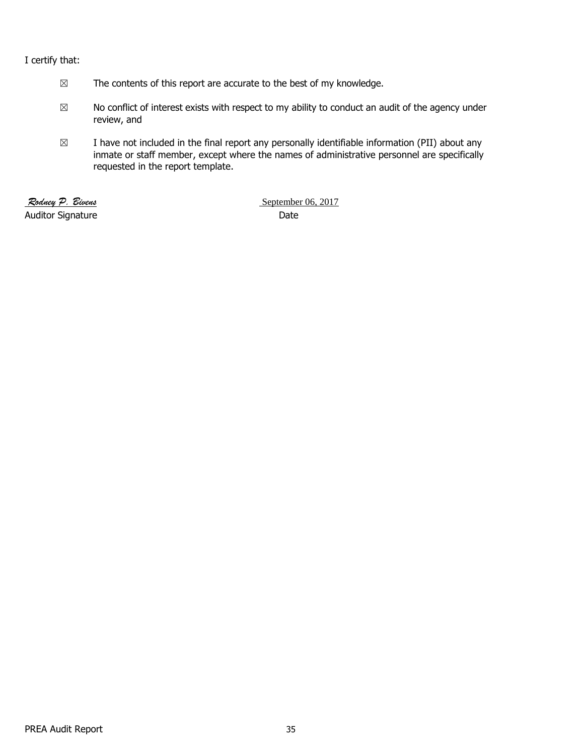I certify that:

☒ The contents of this report are accurate to the best of my knowledge.

☒ No conflict of interest exists with respect to my ability to conduct an audit of the agency under review, and

☒ I have not included in the final report any personally identifiable information (PII) about any inmate or staff member, except where the names of administrative personnel are specifically requested in the report template.

*Rodney P. Bivens* September 06, 2017

Auditor Signature Date